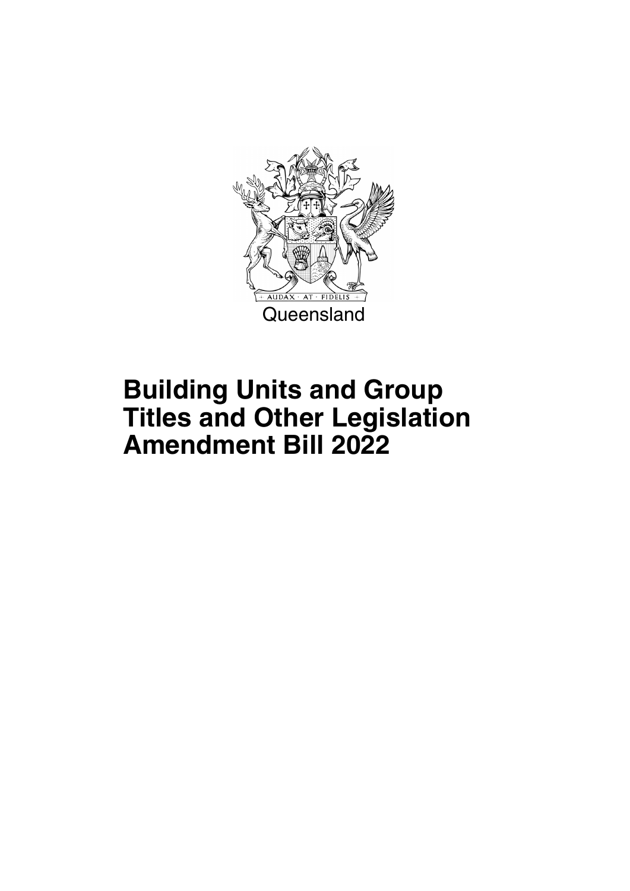AUDAX · AT · FIDELIS

Queensland

# Building Units and Group Titles and Other Legislation Amendment Bill 2022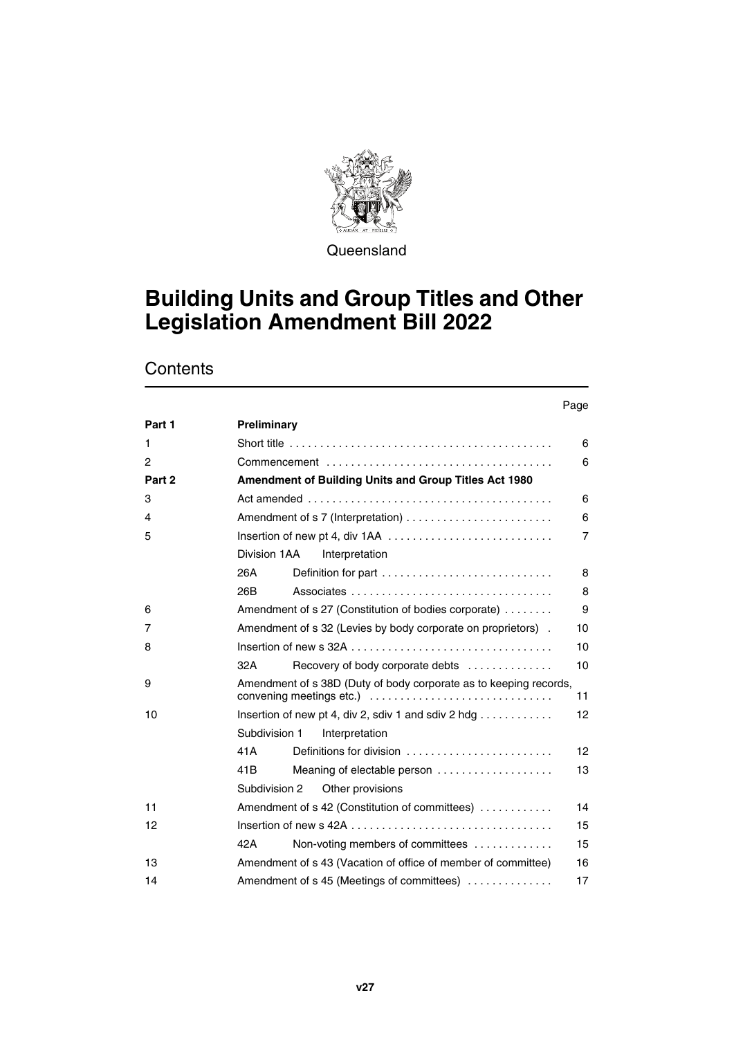Queensland

# Building Units and Group Titles and Other Legislation Amendment Bill 2022

## Contents

| | | | Page |
|---|---|---|---|
| Part 1 | **Preliminary** | | |
| 1 | Short title | | 6 |
| 2 | Commencement | | 6 |
| Part 2 | **Amendment of Building Units and Group Titles Act 1980** | | |
| 3 | Act amended | | 6 |
| 4 | Amendment of s 7 (Interpretation) | | 6 |
| 5 | Insertion of new pt 4, div 1AA | | 7 |
| | Division 1AA Interpretation | | |
| | 26A | Definition for part | 8 |
| | 26B | Associates | 8 |
| 6 | Amendment of s 27 (Constitution of bodies corporate) | | 9 |
| 7 | Amendment of s 32 (Levies by body corporate on proprietors) | | 10 |
| 8 | Insertion of new s 32A | | 10 |
| | 32A | Recovery of body corporate debts | 10 |
| 9 | Amendment of s 38D (Duty of body corporate as to keeping records, convening meetings etc.) | | 11 |
| 10 | Insertion of new pt 4, div 2, sdiv 1 and sdiv 2 hdg | | 12 |
| | Subdivision 1 Interpretation | | |
| | 41A | Definitions for division | 12 |
| | 41B | Meaning of electable person | 13 |
| | Subdivision 2 Other provisions | | |
| 11 | Amendment of s 42 (Constitution of committees) | | 14 |
| 12 | Insertion of new s 42A | | 15 |
| | 42A | Non-voting members of committees | 15 |
| 13 | Amendment of s 43 (Vacation of office of member of committee) | | 16 |
| 14 | Amendment of s 45 (Meetings of committees) | | 17 |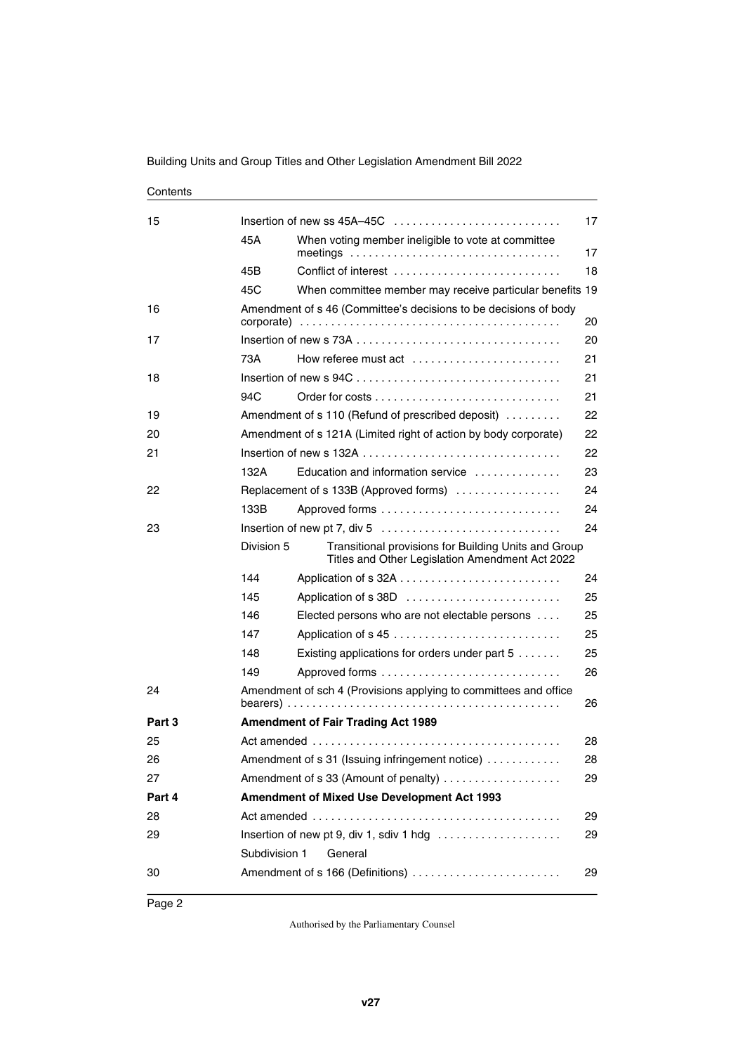Contents

| | | | |
|---|---|---|---|
| 15 | Insertion of new ss 45A–45C | | 17 |
| | 45A | When voting member ineligible to vote at committee meetings | 17 |
| | 45B | Conflict of interest | 18 |
| | 45C | When committee member may receive particular benefits | 19 |
| 16 | Amendment of s 46 (Committee's decisions to be decisions of body corporate) | | 20 |
| 17 | Insertion of new s 73A | | 20 |
| | 73A | How referee must act | 21 |
| 18 | Insertion of new s 94C | | 21 |
| | 94C | Order for costs | 21 |
| 19 | Amendment of s 110 (Refund of prescribed deposit) | | 22 |
| 20 | Amendment of s 121A (Limited right of action by body corporate) | | 22 |
| 21 | Insertion of new s 132A | | 22 |
| | 132A | Education and information service | 23 |
| 22 | Replacement of s 133B (Approved forms) | | 24 |
| | 133B | Approved forms | 24 |
| 23 | Insertion of new pt 7, div 5 | | 24 |
| | Division 5 | Transitional provisions for Building Units and Group Titles and Other Legislation Amendment Act 2022 | |
| | 144 | Application of s 32A | 24 |
| | 145 | Application of s 38D | 25 |
| | 146 | Elected persons who are not electable persons | 25 |
| | 147 | Application of s 45 | 25 |
| | 148 | Existing applications for orders under part 5 | 25 |
| | 149 | Approved forms | 26 |
| 24 | Amendment of sch 4 (Provisions applying to committees and office bearers) | | 26 |
| **Part 3** | **Amendment of Fair Trading Act 1989** | | |
| 25 | Act amended | | 28 |
| 26 | Amendment of s 31 (Issuing infringement notice) | | 28 |
| 27 | Amendment of s 33 (Amount of penalty) | | 29 |
| **Part 4** | **Amendment of Mixed Use Development Act 1993** | | |
| 28 | Act amended | | 29 |
| 29 | Insertion of new pt 9, div 1, sdiv 1 hdg | | 29 |
| | Subdivision 1 | General | |
| 30 | Amendment of s 166 (Definitions) | | 29 |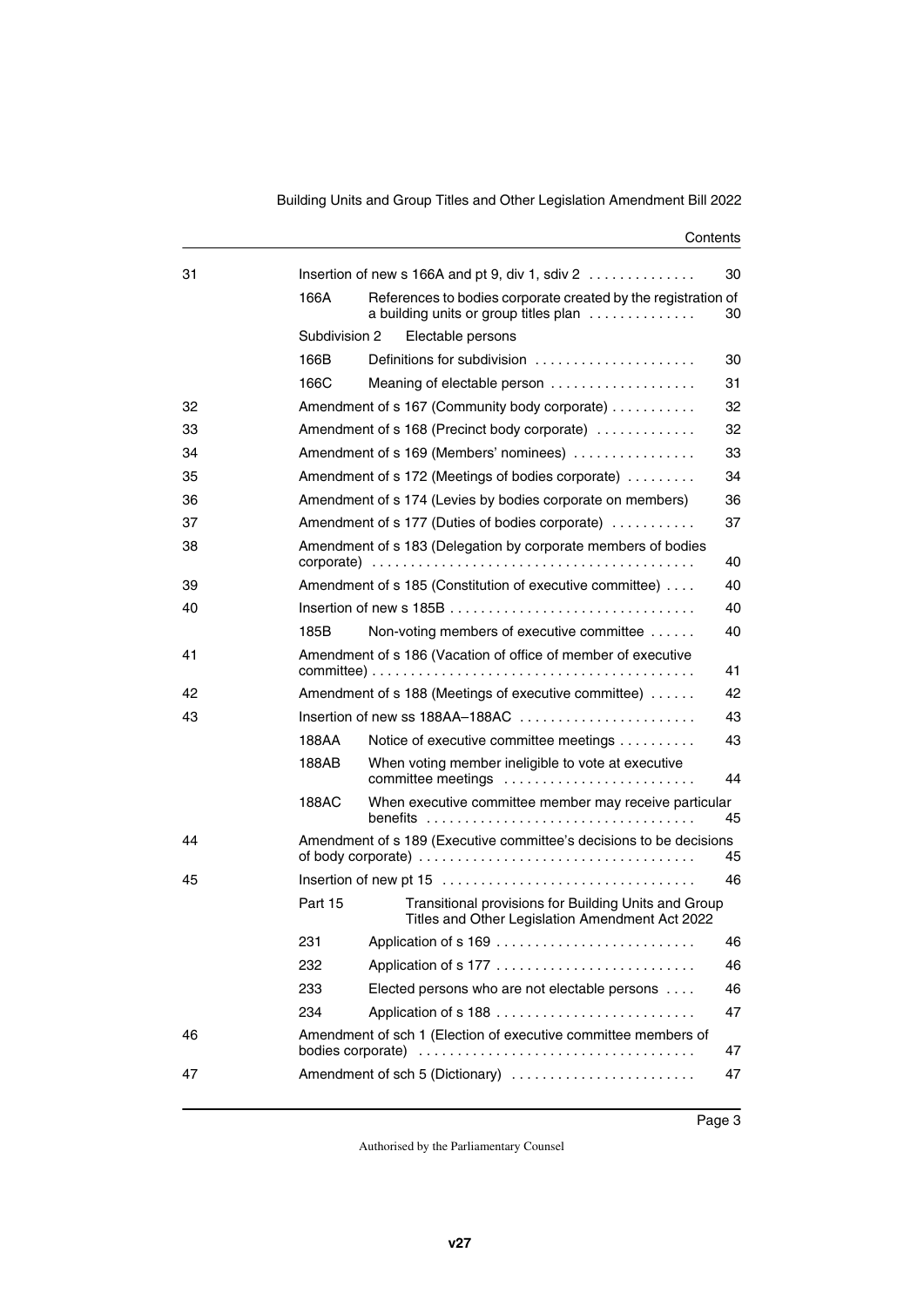| | | | |
|---|---|---|---|
| 31 | Insertion of new s 166A and pt 9, div 1, sdiv 2 | | 30 |
| | 166A | References to bodies corporate created by the registration of a building units or group titles plan | 30 |
| | Subdivision 2 | Electable persons | |
| | 166B | Definitions for subdivision | 30 |
| | 166C | Meaning of electable person | 31 |
| 32 | Amendment of s 167 (Community body corporate) | | 32 |
| 33 | Amendment of s 168 (Precinct body corporate) | | 32 |
| 34 | Amendment of s 169 (Members' nominees) | | 33 |
| 35 | Amendment of s 172 (Meetings of bodies corporate) | | 34 |
| 36 | Amendment of s 174 (Levies by bodies corporate on members) | | 36 |
| 37 | Amendment of s 177 (Duties of bodies corporate) | | 37 |
| 38 | Amendment of s 183 (Delegation by corporate members of bodies corporate) | | 40 |
| 39 | Amendment of s 185 (Constitution of executive committee) | | 40 |
| 40 | Insertion of new s 185B | | 40 |
| | 185B | Non-voting members of executive committee | 40 |
| 41 | Amendment of s 186 (Vacation of office of member of executive committee) | | 41 |
| 42 | Amendment of s 188 (Meetings of executive committee) | | 42 |
| 43 | Insertion of new ss 188AA–188AC | | 43 |
| | 188AA | Notice of executive committee meetings | 43 |
| | 188AB | When voting member ineligible to vote at executive committee meetings | 44 |
| | 188AC | When executive committee member may receive particular benefits | 45 |
| 44 | Amendment of s 189 (Executive committee's decisions to be decisions of body corporate) | | 45 |
| 45 | Insertion of new pt 15 | | 46 |
| | Part 15 | Transitional provisions for Building Units and Group Titles and Other Legislation Amendment Act 2022 | |
| | 231 | Application of s 169 | 46 |
| | 232 | Application of s 177 | 46 |
| | 233 | Elected persons who are not electable persons | 46 |
| | 234 | Application of s 188 | 47 |
| 46 | Amendment of sch 1 (Election of executive committee members of bodies corporate) | | 47 |
| 47 | Amendment of sch 5 (Dictionary) | | 47 |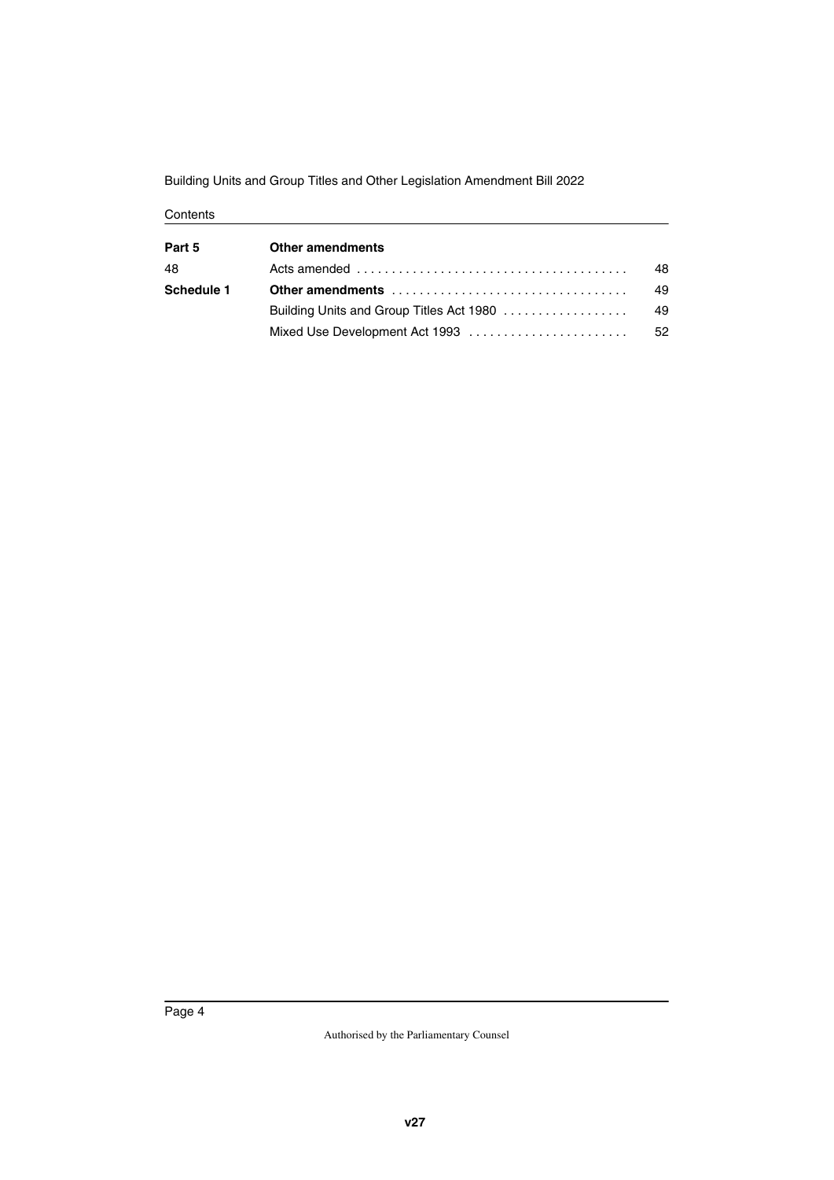Contents

| | | |
|---|---|---|
| **Part 5** | **Other amendments** | |
| 48 | Acts amended | 48 |
| **Schedule 1** | **Other amendments** | 49 |
| | Building Units and Group Titles Act 1980 | 49 |
| | Mixed Use Development Act 1993 | 52 |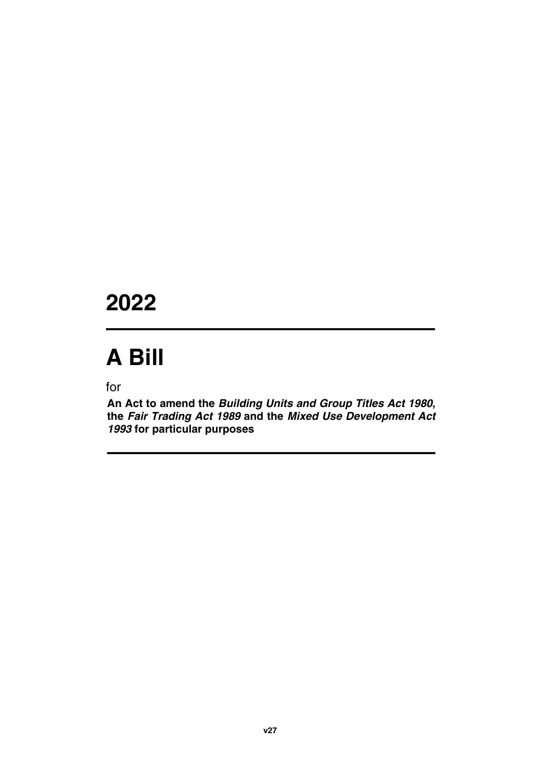# 2022

# A Bill

for

**An Act to amend the *Building Units and Group Titles Act 1980*, the *Fair Trading Act 1989* and the *Mixed Use Development Act 1993* for particular purposes**

v27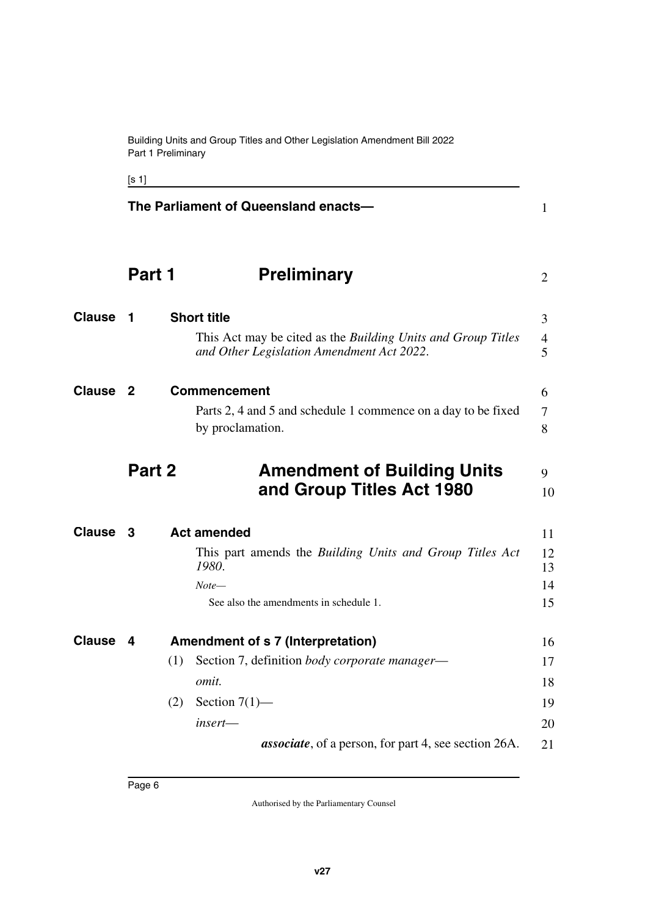**The Parliament of Queensland enacts—**

# Part 1 Preliminary

## Clause 1 Short title

This Act may be cited as the *Building Units and Group Titles and Other Legislation Amendment Act 2022*.

## Clause 2 Commencement

Parts 2, 4 and 5 and schedule 1 commence on a day to be fixed by proclamation.

# Part 2 Amendment of Building Units and Group Titles Act 1980

## Clause 3 Act amended

This part amends the *Building Units and Group Titles Act 1980*.

*Note—*

See also the amendments in schedule 1.

## Clause 4 Amendment of s 7 (Interpretation)

(1) Section 7, definition *body corporate manager*—

*omit.*

(2) Section 7(1)—

*insert—*

***associate***, of a person, for part 4, see section 26A.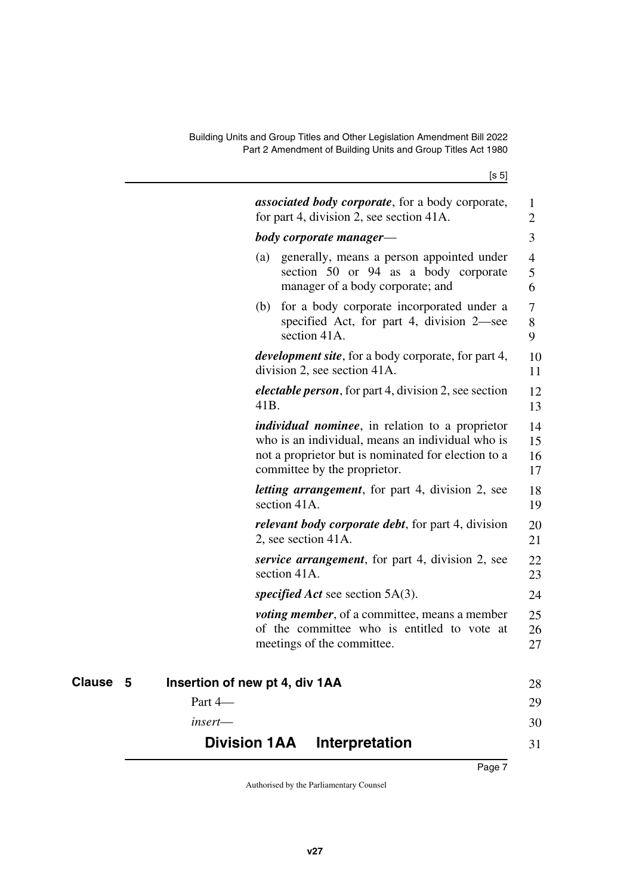***associated body corporate***, for a body corporate, for part 4, division 2, see section 41A.

***body corporate manager***—

(a) generally, means a person appointed under section 50 or 94 as a body corporate manager of a body corporate; and

(b) for a body corporate incorporated under a specified Act, for part 4, division 2—see section 41A.

***development site***, for a body corporate, for part 4, division 2, see section 41A.

***electable person***, for part 4, division 2, see section 41B.

***individual nominee***, in relation to a proprietor who is an individual, means an individual who is not a proprietor but is nominated for election to a committee by the proprietor.

***letting arrangement***, for part 4, division 2, see section 41A.

***relevant body corporate debt***, for part 4, division 2, see section 41A.

***service arrangement***, for part 4, division 2, see section 41A.

***specified Act*** see section 5A(3).

***voting member***, of a committee, means a member of the committee who is entitled to vote at meetings of the committee.

**Clause 5 Insertion of new pt 4, div 1AA**

Part 4—

*insert*—

## Division 1AA Interpretation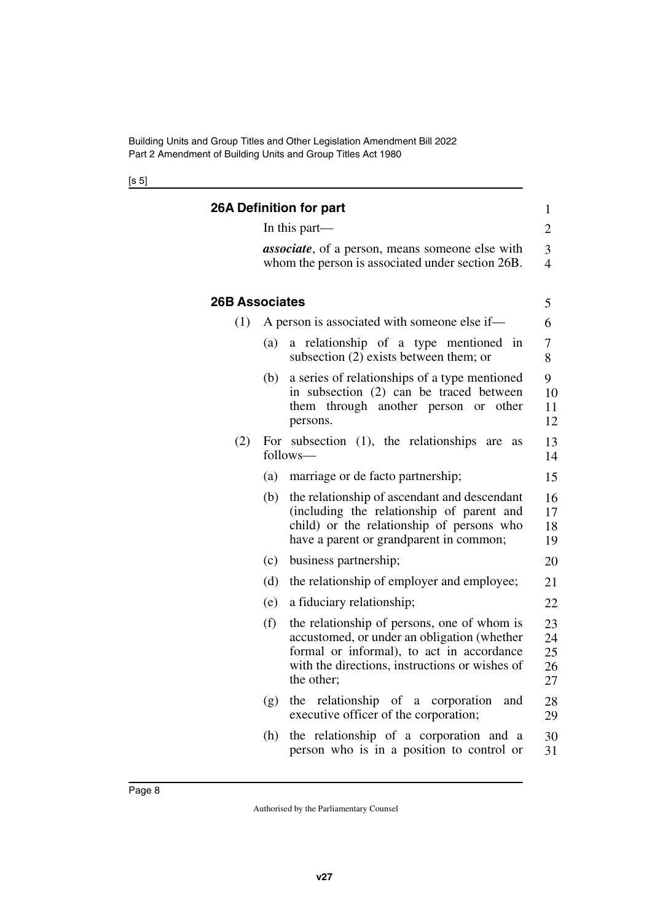### 26A Definition for part

In this part—

***associate***, of a person, means someone else with whom the person is associated under section 26B.

### 26B Associates

(1) A person is associated with someone else if—

(a) a relationship of a type mentioned in subsection (2) exists between them; or

(b) a series of relationships of a type mentioned in subsection (2) can be traced between them through another person or other persons.

(2) For subsection (1), the relationships are as follows—

(a) marriage or de facto partnership;

(b) the relationship of ascendant and descendant (including the relationship of parent and child) or the relationship of persons who have a parent or grandparent in common;

(c) business partnership;

(d) the relationship of employer and employee;

(e) a fiduciary relationship;

(f) the relationship of persons, one of whom is accustomed, or under an obligation (whether formal or informal), to act in accordance with the directions, instructions or wishes of the other;

(g) the relationship of a corporation and executive officer of the corporation;

(h) the relationship of a corporation and a person who is in a position to control or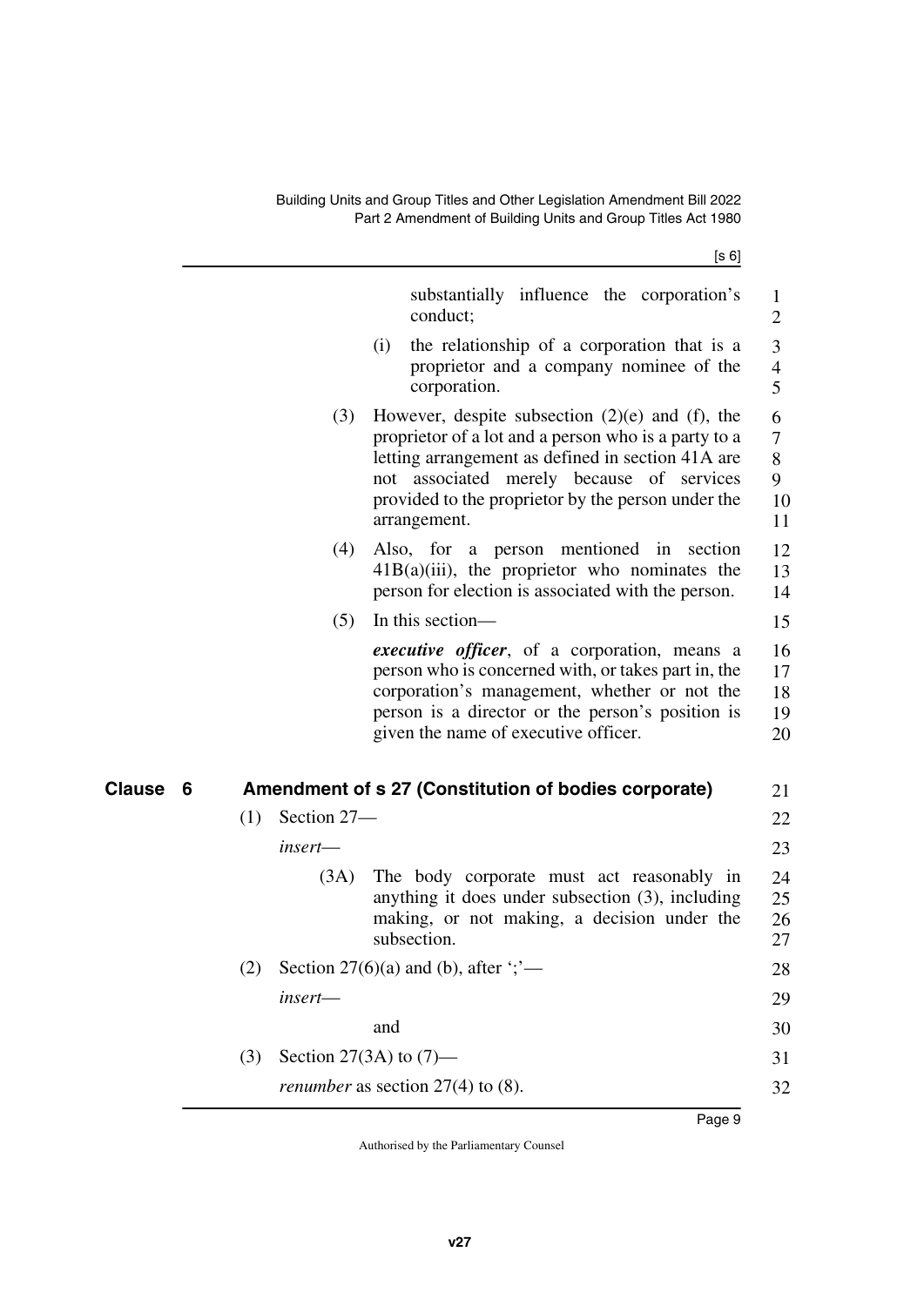substantially influence the corporation's conduct;

(i) the relationship of a corporation that is a proprietor and a company nominee of the corporation.

(3) However, despite subsection (2)(e) and (f), the proprietor of a lot and a person who is a party to a letting arrangement as defined in section 41A are not associated merely because of services provided to the proprietor by the person under the arrangement.

(4) Also, for a person mentioned in section 41B(a)(iii), the proprietor who nominates the person for election is associated with the person.

(5) In this section—

***executive officer***, of a corporation, means a person who is concerned with, or takes part in, the corporation's management, whether or not the person is a director or the person's position is given the name of executive officer.

## Clause 6 Amendment of s 27 (Constitution of bodies corporate)

(1) Section 27—

*insert*—

(3A) The body corporate must act reasonably in anything it does under subsection (3), including making, or not making, a decision under the subsection.

(2) Section 27(6)(a) and (b), after ';'—

*insert*—

and

(3) Section 27(3A) to (7)—

*renumber* as section 27(4) to (8).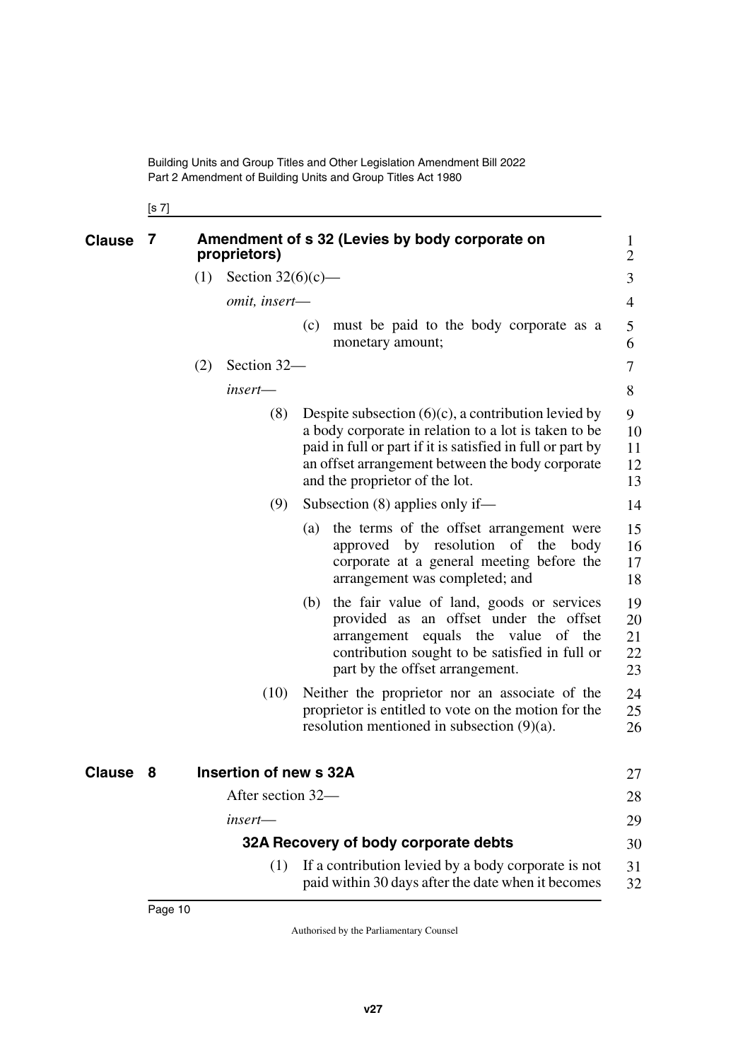## Clause 7 Amendment of s 32 (Levies by body corporate on proprietors)

(1) Section 32(6)(c)—

*omit, insert*—

(c) must be paid to the body corporate as a monetary amount;

(2) Section 32—

*insert*—

(8) Despite subsection (6)(c), a contribution levied by a body corporate in relation to a lot is taken to be paid in full or part if it is satisfied in full or part by an offset arrangement between the body corporate and the proprietor of the lot.

(9) Subsection (8) applies only if—

(a) the terms of the offset arrangement were approved by resolution of the body corporate at a general meeting before the arrangement was completed; and

(b) the fair value of land, goods or services provided as an offset under the offset arrangement equals the value of the contribution sought to be satisfied in full or part by the offset arrangement.

(10) Neither the proprietor nor an associate of the proprietor is entitled to vote on the motion for the resolution mentioned in subsection (9)(a).

## Clause 8 Insertion of new s 32A

After section 32—

*insert*—

### 32A Recovery of body corporate debts

(1) If a contribution levied by a body corporate is not paid within 30 days after the date when it becomes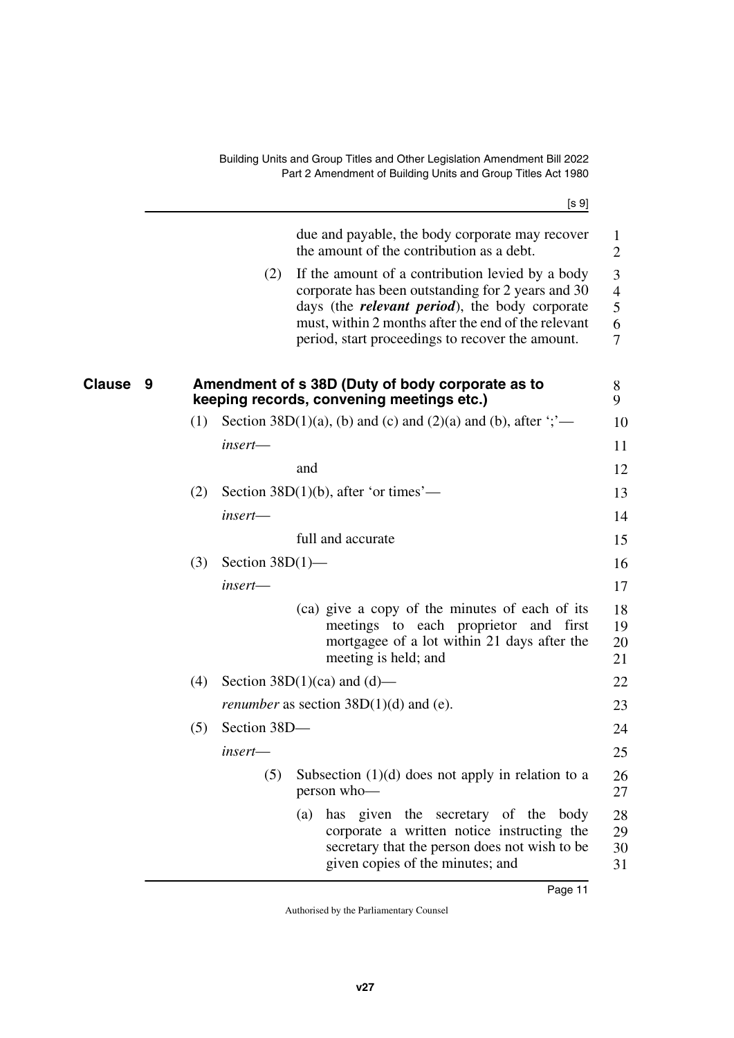due and payable, the body corporate may recover the amount of the contribution as a debt.

(2) If the amount of a contribution levied by a body corporate has been outstanding for 2 years and 30 days (the ***relevant period***), the body corporate must, within 2 months after the end of the relevant period, start proceedings to recover the amount.

## Clause 9 Amendment of s 38D (Duty of body corporate as to keeping records, convening meetings etc.)

(1) Section 38D(1)(a), (b) and (c) and (2)(a) and (b), after ';'—

*insert*—

and

(2) Section 38D(1)(b), after 'or times'—

*insert*—

full and accurate

(3) Section 38D(1)—

*insert*—

(ca) give a copy of the minutes of each of its meetings to each proprietor and first mortgagee of a lot within 21 days after the meeting is held; and

(4) Section 38D(1)(ca) and (d)—

*renumber* as section 38D(1)(d) and (e).

(5) Section 38D—

*insert*—

(5) Subsection (1)(d) does not apply in relation to a person who—

(a) has given the secretary of the body corporate a written notice instructing the secretary that the person does not wish to be given copies of the minutes; and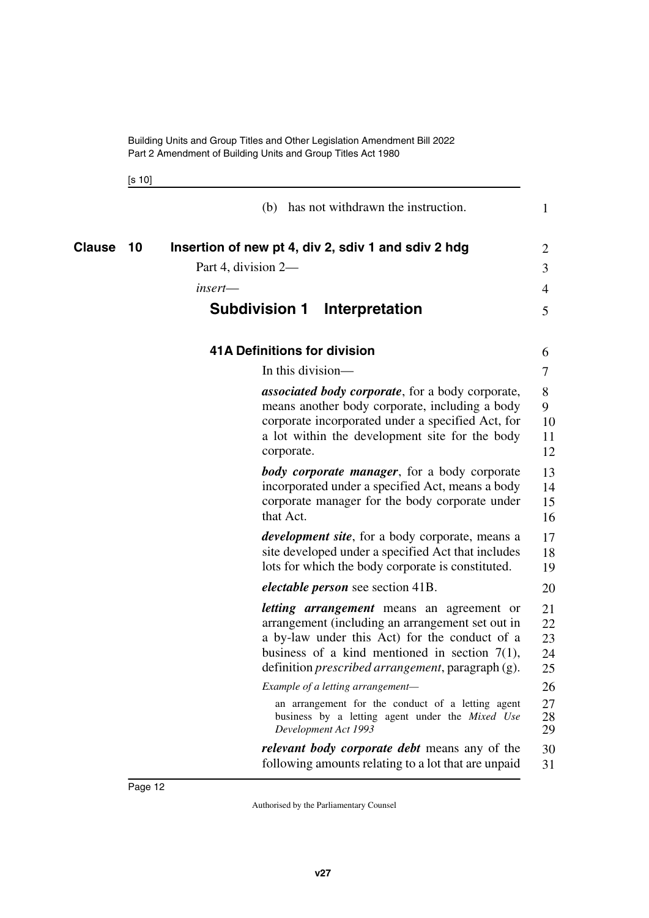(b) has not withdrawn the instruction.

**Clause 10 Insertion of new pt 4, div 2, sdiv 1 and sdiv 2 hdg**

Part 4, division 2—

*insert*—

## Subdivision 1 Interpretation

### 41A Definitions for division

In this division—

***associated body corporate***, for a body corporate, means another body corporate, including a body corporate incorporated under a specified Act, for a lot within the development site for the body corporate.

***body corporate manager***, for a body corporate incorporated under a specified Act, means a body corporate manager for the body corporate under that Act.

***development site***, for a body corporate, means a site developed under a specified Act that includes lots for which the body corporate is constituted.

***electable person*** see section 41B.

***letting arrangement*** means an agreement or arrangement (including an arrangement set out in a by-law under this Act) for the conduct of a business of a kind mentioned in section 7(1), definition *prescribed arrangement*, paragraph (g).

*Example of a letting arrangement—*

an arrangement for the conduct of a letting agent business by a letting agent under the *Mixed Use Development Act 1993*

***relevant body corporate debt*** means any of the following amounts relating to a lot that are unpaid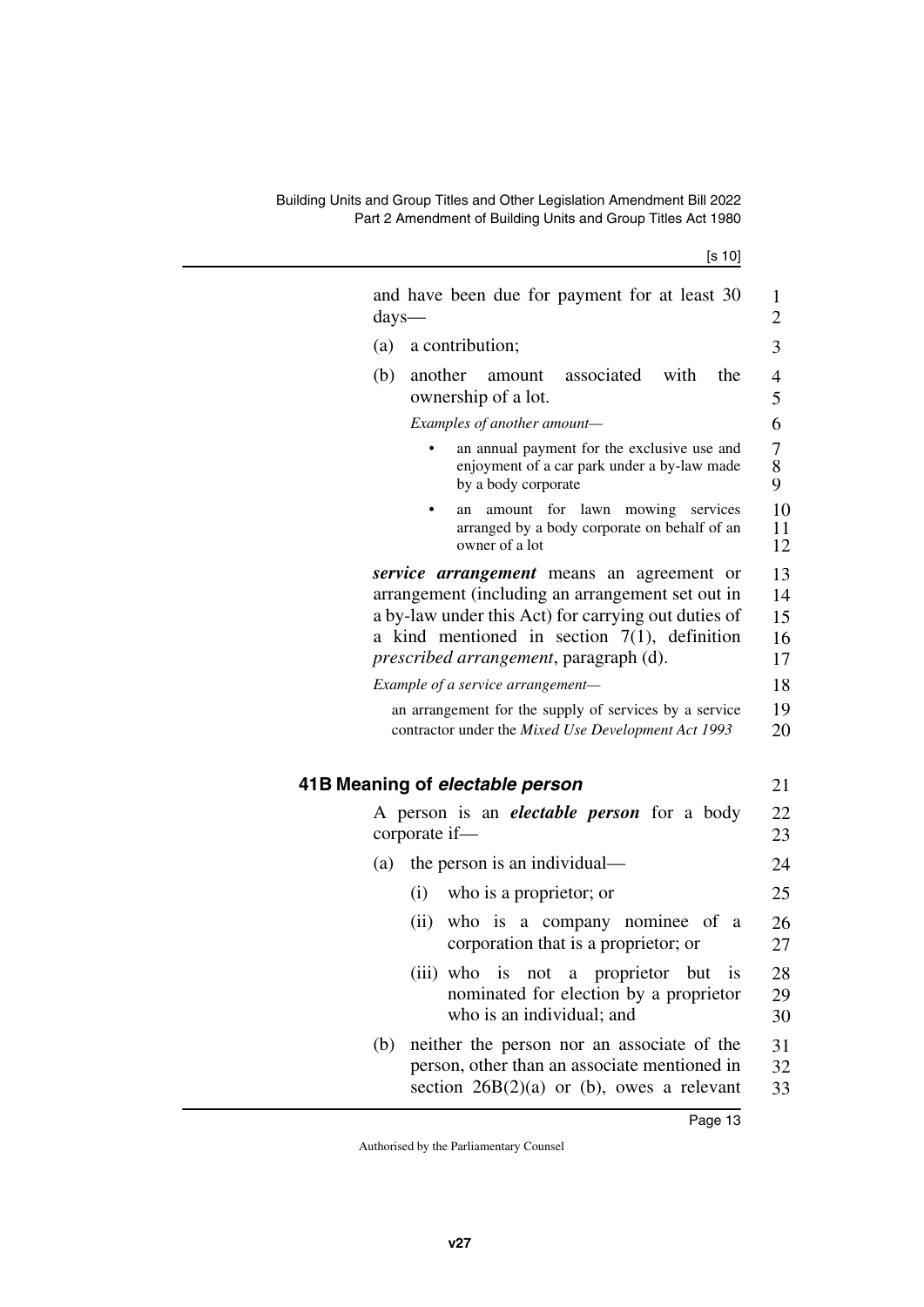and have been due for payment for at least 30 days—

(a) a contribution;

(b) another amount associated with the ownership of a lot.

*Examples of another amount—*

- an annual payment for the exclusive use and enjoyment of a car park under a by-law made by a body corporate
- an amount for lawn mowing services arranged by a body corporate on behalf of an owner of a lot

***service arrangement*** means an agreement or arrangement (including an arrangement set out in a by-law under this Act) for carrying out duties of a kind mentioned in section 7(1), definition *prescribed arrangement*, paragraph (d).

*Example of a service arrangement—*

an arrangement for the supply of services by a service contractor under the *Mixed Use Development Act 1993*

## 41B Meaning of *electable person*

A person is an ***electable person*** for a body corporate if—

(a) the person is an individual—

(i) who is a proprietor; or

(ii) who is a company nominee of a corporation that is a proprietor; or

(iii) who is not a proprietor but is nominated for election by a proprietor who is an individual; and

(b) neither the person nor an associate of the person, other than an associate mentioned in section 26B(2)(a) or (b), owes a relevant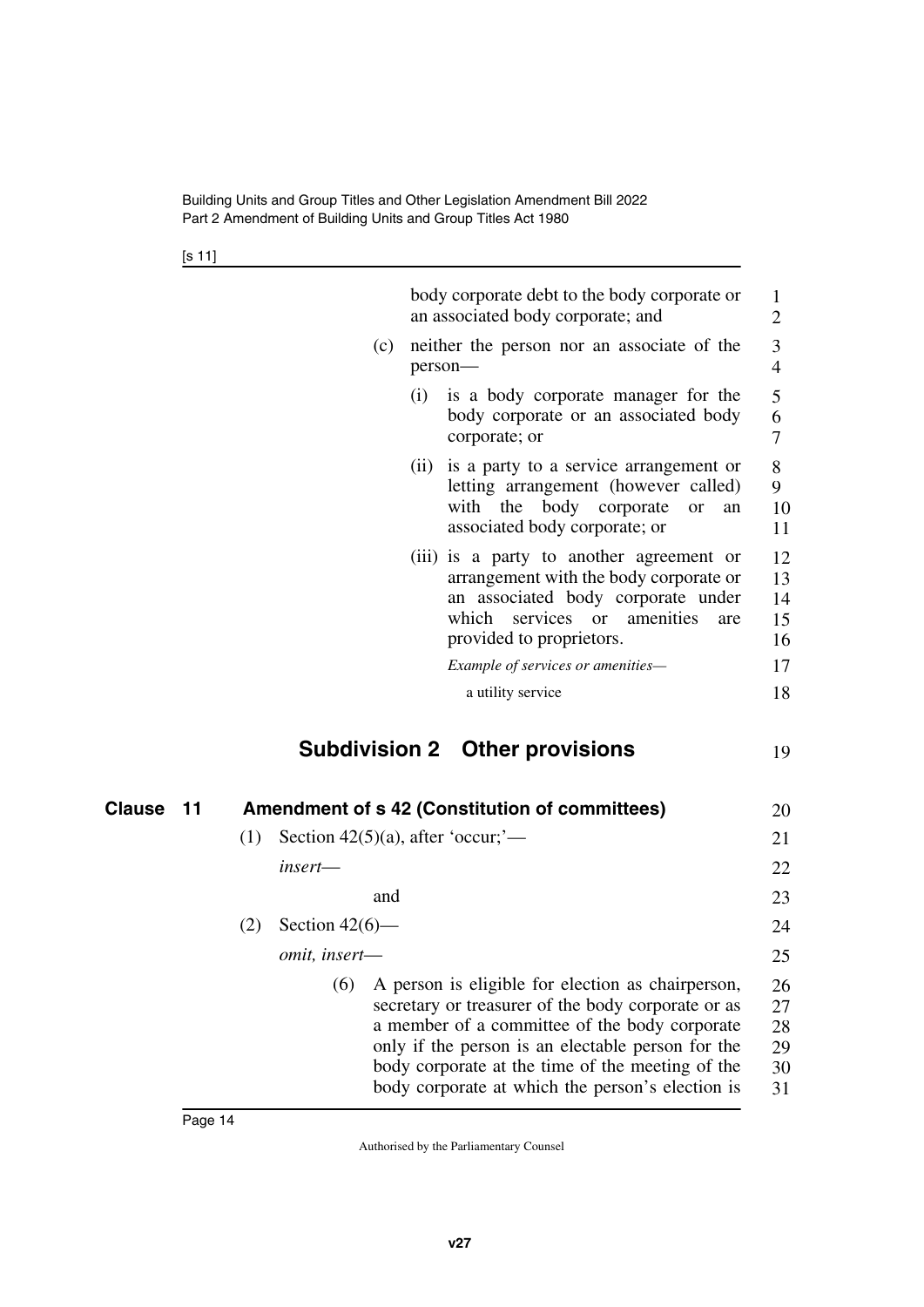body corporate debt to the body corporate or an associated body corporate; and

(c) neither the person nor an associate of the person—

(i) is a body corporate manager for the body corporate or an associated body corporate; or

(ii) is a party to a service arrangement or letting arrangement (however called) with the body corporate or an associated body corporate; or

(iii) is a party to another agreement or arrangement with the body corporate or an associated body corporate under which services or amenities are provided to proprietors.

*Example of services or amenities—*

a utility service

## Subdivision 2 Other provisions

### Clause 11 Amendment of s 42 (Constitution of committees)

(1) Section 42(5)(a), after 'occur;'—

*insert*—

and

(2) Section 42(6)—

*omit, insert*—

(6) A person is eligible for election as chairperson, secretary or treasurer of the body corporate or as a member of a committee of the body corporate only if the person is an electable person for the body corporate at the time of the meeting of the body corporate at which the person's election is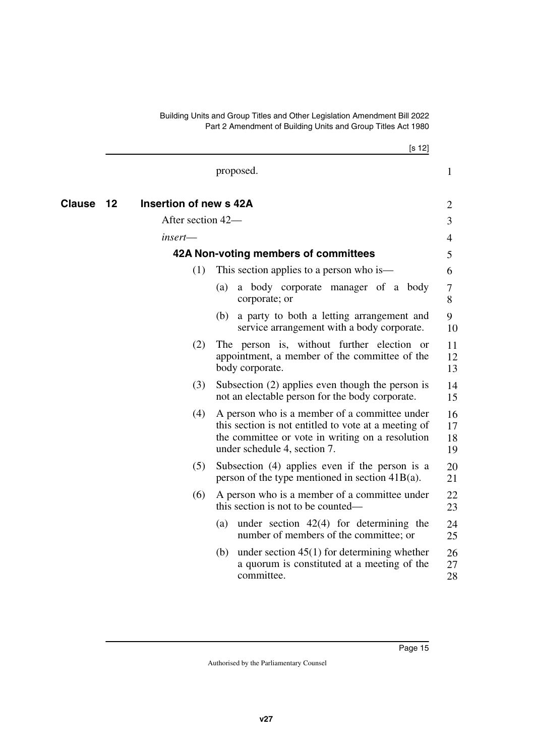proposed.

## Clause 12 Insertion of new s 42A

After section 42—

*insert*—

### 42A Non-voting members of committees

(1) This section applies to a person who is—

(a) a body corporate manager of a body corporate; or

(b) a party to both a letting arrangement and service arrangement with a body corporate.

(2) The person is, without further election or appointment, a member of the committee of the body corporate.

(3) Subsection (2) applies even though the person is not an electable person for the body corporate.

(4) A person who is a member of a committee under this section is not entitled to vote at a meeting of the committee or vote in writing on a resolution under schedule 4, section 7.

(5) Subsection (4) applies even if the person is a person of the type mentioned in section 41B(a).

(6) A person who is a member of a committee under this section is not to be counted—

(a) under section 42(4) for determining the number of members of the committee; or

(b) under section 45(1) for determining whether a quorum is constituted at a meeting of the committee.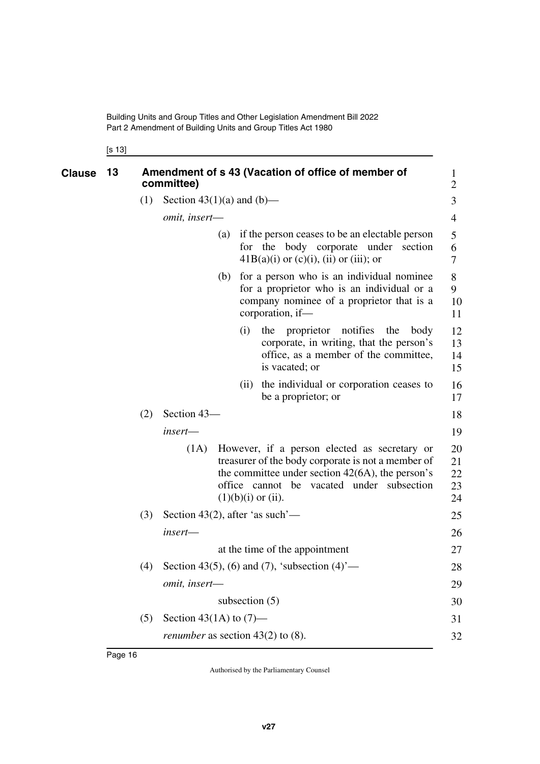[s 13]

## Clause 13 Amendment of s 43 (Vacation of office of member of committee)

(1) Section 43(1)(a) and (b)—

*omit, insert*—

(a) if the person ceases to be an electable person for the body corporate under section 41B(a)(i) or (c)(i), (ii) or (iii); or

(b) for a person who is an individual nominee for a proprietor who is an individual or a company nominee of a proprietor that is a corporation, if—

(i) the proprietor notifies the body corporate, in writing, that the person's office, as a member of the committee, is vacated; or

(ii) the individual or corporation ceases to be a proprietor; or

(2) Section 43—

*insert*—

(1A) However, if a person elected as secretary or treasurer of the body corporate is not a member of the committee under section 42(6A), the person's office cannot be vacated under subsection (1)(b)(i) or (ii).

(3) Section 43(2), after 'as such'—

*insert*—

at the time of the appointment

(4) Section 43(5), (6) and (7), 'subsection (4)'—

*omit, insert*—

subsection (5)

(5) Section 43(1A) to (7)—

*renumber* as section 43(2) to (8).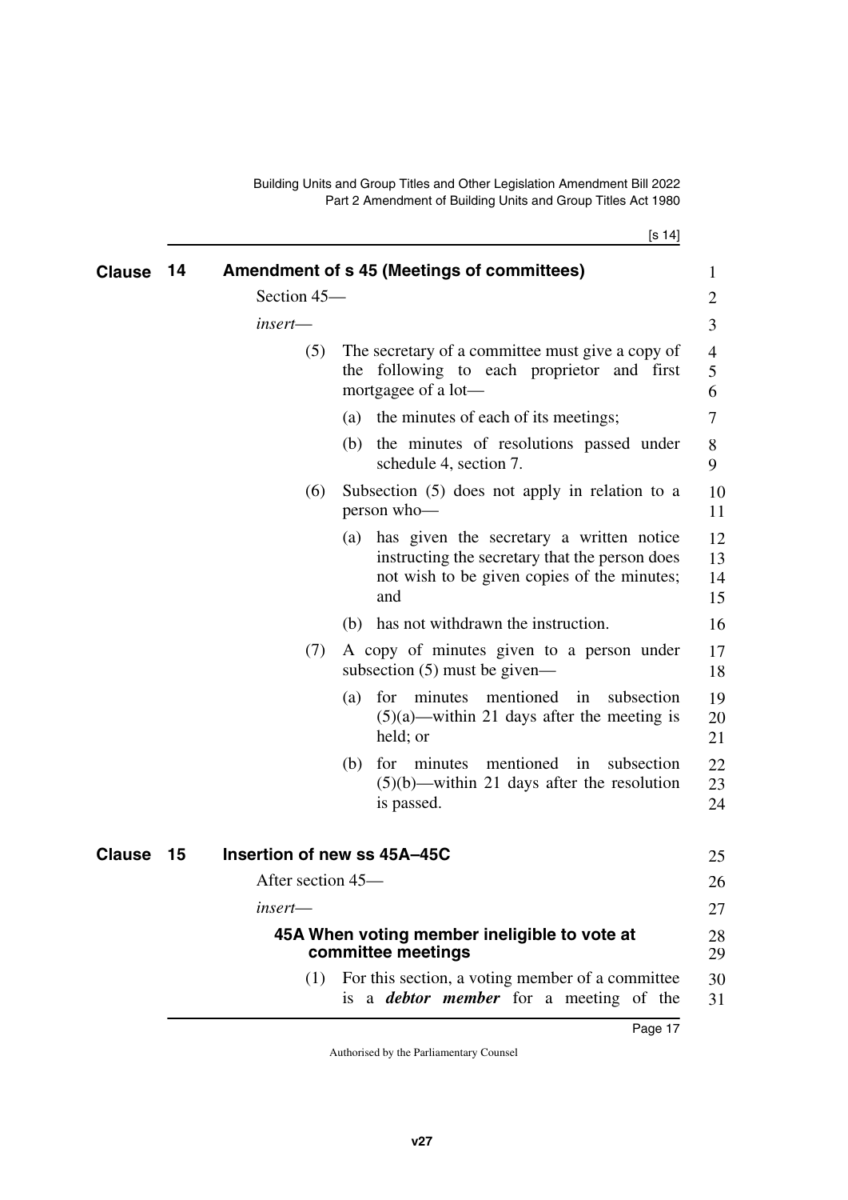## Clause 14 Amendment of s 45 (Meetings of committees)

Section 45—

*insert*—

(5) The secretary of a committee must give a copy of the following to each proprietor and first mortgagee of a lot—

(a) the minutes of each of its meetings;

(b) the minutes of resolutions passed under schedule 4, section 7.

(6) Subsection (5) does not apply in relation to a person who—

(a) has given the secretary a written notice instructing the secretary that the person does not wish to be given copies of the minutes; and

(b) has not withdrawn the instruction.

(7) A copy of minutes given to a person under subsection (5) must be given—

(a) for minutes mentioned in subsection (5)(a)—within 21 days after the meeting is held; or

(b) for minutes mentioned in subsection (5)(b)—within 21 days after the resolution is passed.

## Clause 15 Insertion of new ss 45A–45C

After section 45—

*insert*—

### 45A When voting member ineligible to vote at committee meetings

(1) For this section, a voting member of a committee is a ***debtor member*** for a meeting of the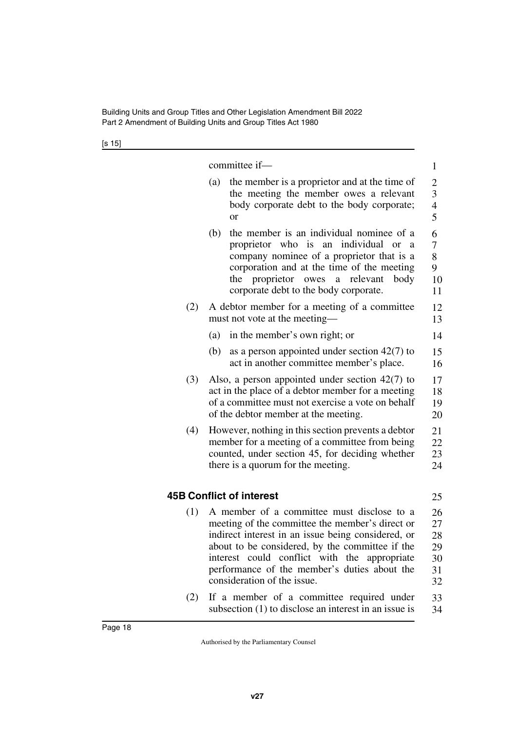committee if—

(a) the member is a proprietor and at the time of the meeting the member owes a relevant body corporate debt to the body corporate; or

(b) the member is an individual nominee of a proprietor who is an individual or a company nominee of a proprietor that is a corporation and at the time of the meeting the proprietor owes a relevant body corporate debt to the body corporate.

(2) A debtor member for a meeting of a committee must not vote at the meeting—

(a) in the member's own right; or

(b) as a person appointed under section 42(7) to act in another committee member's place.

(3) Also, a person appointed under section 42(7) to act in the place of a debtor member for a meeting of a committee must not exercise a vote on behalf of the debtor member at the meeting.

(4) However, nothing in this section prevents a debtor member for a meeting of a committee from being counted, under section 45, for deciding whether there is a quorum for the meeting.

### 45B Conflict of interest

(1) A member of a committee must disclose to a meeting of the committee the member's direct or indirect interest in an issue being considered, or about to be considered, by the committee if the interest could conflict with the appropriate performance of the member's duties about the consideration of the issue.

(2) If a member of a committee required under subsection (1) to disclose an interest in an issue is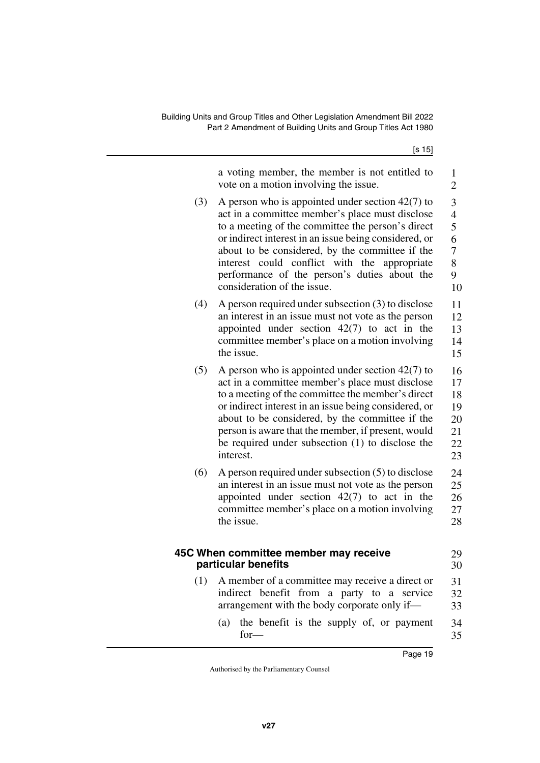a voting member, the member is not entitled to vote on a motion involving the issue.

(3) A person who is appointed under section 42(7) to act in a committee member's place must disclose to a meeting of the committee the person's direct or indirect interest in an issue being considered, or about to be considered, by the committee if the interest could conflict with the appropriate performance of the person's duties about the consideration of the issue.

(4) A person required under subsection (3) to disclose an interest in an issue must not vote as the person appointed under section 42(7) to act in the committee member's place on a motion involving the issue.

(5) A person who is appointed under section 42(7) to act in a committee member's place must disclose to a meeting of the committee the member's direct or indirect interest in an issue being considered, or about to be considered, by the committee if the person is aware that the member, if present, would be required under subsection (1) to disclose the interest.

(6) A person required under subsection (5) to disclose an interest in an issue must not vote as the person appointed under section 42(7) to act in the committee member's place on a motion involving the issue.

### 45C When committee member may receive particular benefits

(1) A member of a committee may receive a direct or indirect benefit from a party to a service arrangement with the body corporate only if—

(a) the benefit is the supply of, or payment for—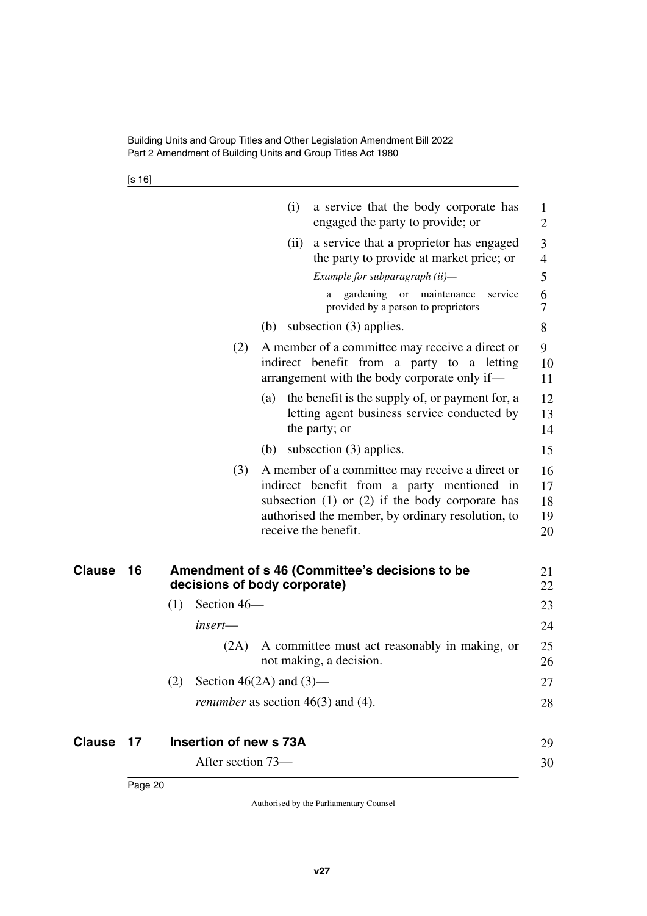(i) a service that the body corporate has engaged the party to provide; or

(ii) a service that a proprietor has engaged the party to provide at market price; or

*Example for subparagraph (ii)—*

a gardening or maintenance service provided by a person to proprietors

(b) subsection (3) applies.

(2) A member of a committee may receive a direct or indirect benefit from a party to a letting arrangement with the body corporate only if—

(a) the benefit is the supply of, or payment for, a letting agent business service conducted by the party; or

(b) subsection (3) applies.

(3) A member of a committee may receive a direct or indirect benefit from a party mentioned in subsection (1) or (2) if the body corporate has authorised the member, by ordinary resolution, to receive the benefit.

## Clause 16 Amendment of s 46 (Committee's decisions to be decisions of body corporate)

(1) Section 46—

*insert*—

(2A) A committee must act reasonably in making, or not making, a decision.

(2) Section 46(2A) and (3)—

*renumber* as section 46(3) and (4).

## Clause 17 Insertion of new s 73A

After section 73—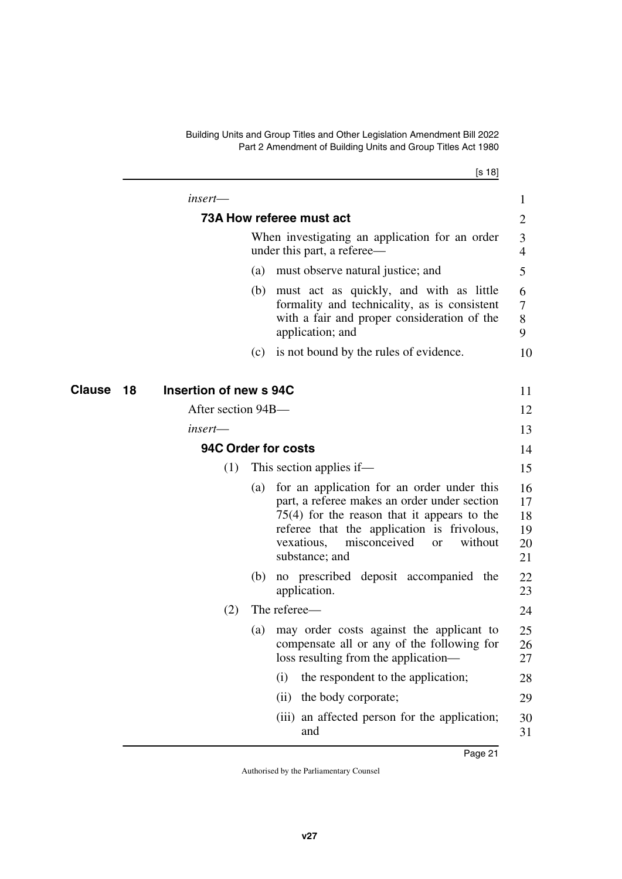*insert*—

**73A How referee must act**

When investigating an application for an order under this part, a referee—

(a) must observe natural justice; and

(b) must act as quickly, and with as little formality and technicality, as is consistent with a fair and proper consideration of the application; and

(c) is not bound by the rules of evidence.

## Clause 18 Insertion of new s 94C

After section 94B—

*insert*—

**94C Order for costs**

(1) This section applies if—

(a) for an application for an order under this part, a referee makes an order under section 75(4) for the reason that it appears to the referee that the application is frivolous, vexatious, misconceived or without substance; and

(b) no prescribed deposit accompanied the application.

(2) The referee—

(a) may order costs against the applicant to compensate all or any of the following for loss resulting from the application—

(i) the respondent to the application;

(ii) the body corporate;

(iii) an affected person for the application; and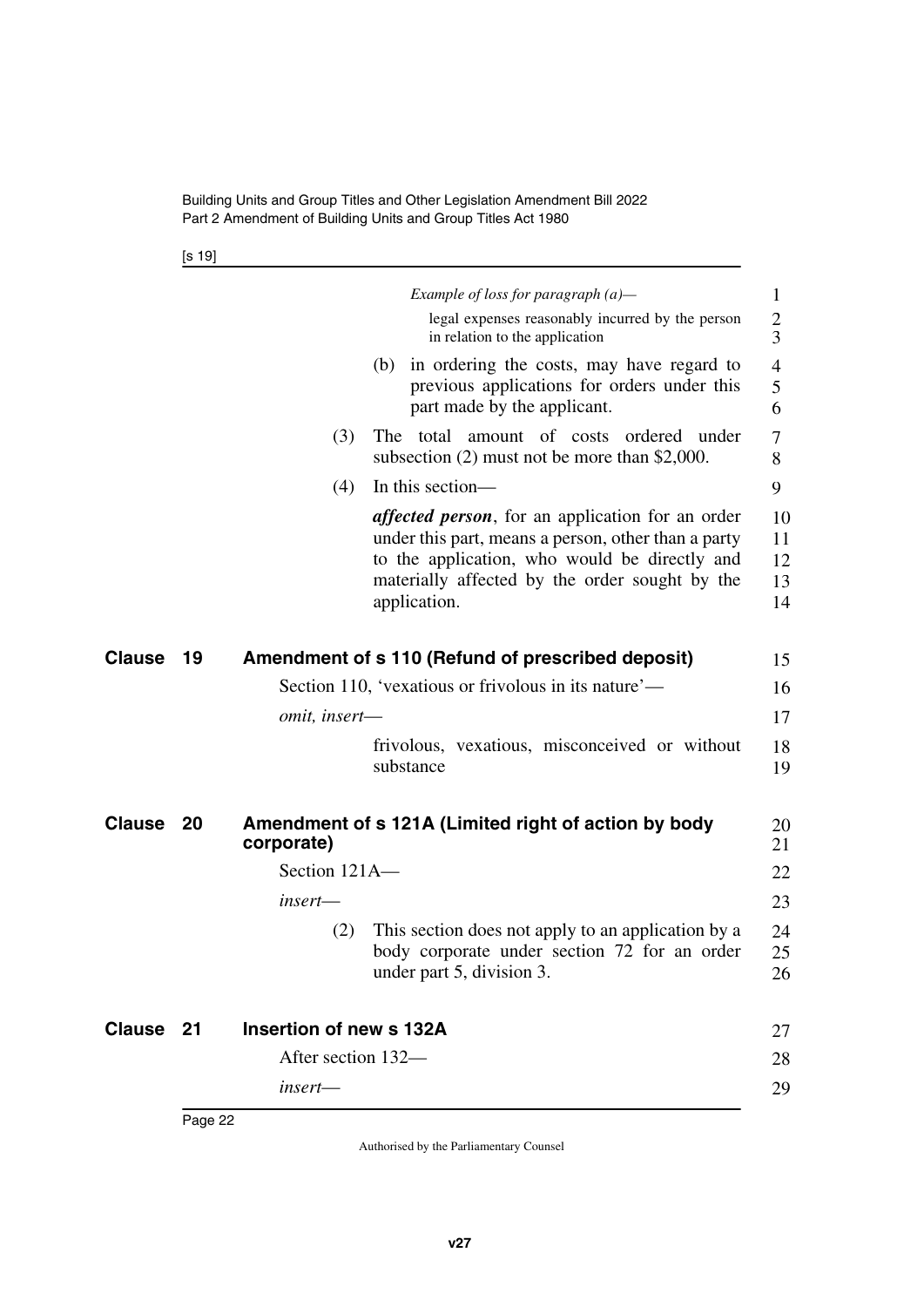*Example of loss for paragraph (a)—*

legal expenses reasonably incurred by the person in relation to the application

(b) in ordering the costs, may have regard to previous applications for orders under this part made by the applicant.

(3) The total amount of costs ordered under subsection (2) must not be more than $2,000.

(4) In this section—

***affected person***, for an application for an order under this part, means a person, other than a party to the application, who would be directly and materially affected by the order sought by the application.

## Clause 19 Amendment of s 110 (Refund of prescribed deposit)

Section 110, 'vexatious or frivolous in its nature'—

*omit, insert—*

frivolous, vexatious, misconceived or without substance

## Clause 20 Amendment of s 121A (Limited right of action by body corporate)

Section 121A—

*insert—*

(2) This section does not apply to an application by a body corporate under section 72 for an order under part 5, division 3.

## Clause 21 Insertion of new s 132A

After section 132—

*insert—*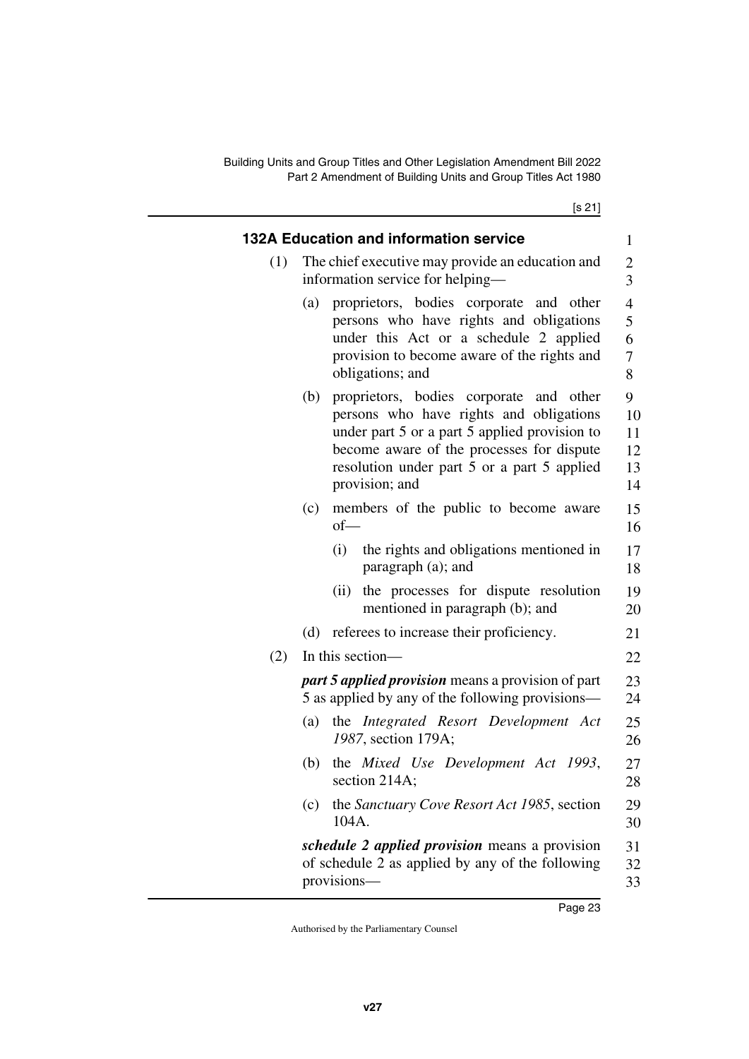### 132A Education and information service

(1) The chief executive may provide an education and information service for helping—

(a) proprietors, bodies corporate and other persons who have rights and obligations under this Act or a schedule 2 applied provision to become aware of the rights and obligations; and

(b) proprietors, bodies corporate and other persons who have rights and obligations under part 5 or a part 5 applied provision to become aware of the processes for dispute resolution under part 5 or a part 5 applied provision; and

(c) members of the public to become aware of—

(i) the rights and obligations mentioned in paragraph (a); and

(ii) the processes for dispute resolution mentioned in paragraph (b); and

(d) referees to increase their proficiency.

(2) In this section—

***part 5 applied provision*** means a provision of part 5 as applied by any of the following provisions—

(a) the *Integrated Resort Development Act 1987*, section 179A;

(b) the *Mixed Use Development Act 1993*, section 214A;

(c) the *Sanctuary Cove Resort Act 1985*, section 104A.

***schedule 2 applied provision*** means a provision of schedule 2 as applied by any of the following provisions—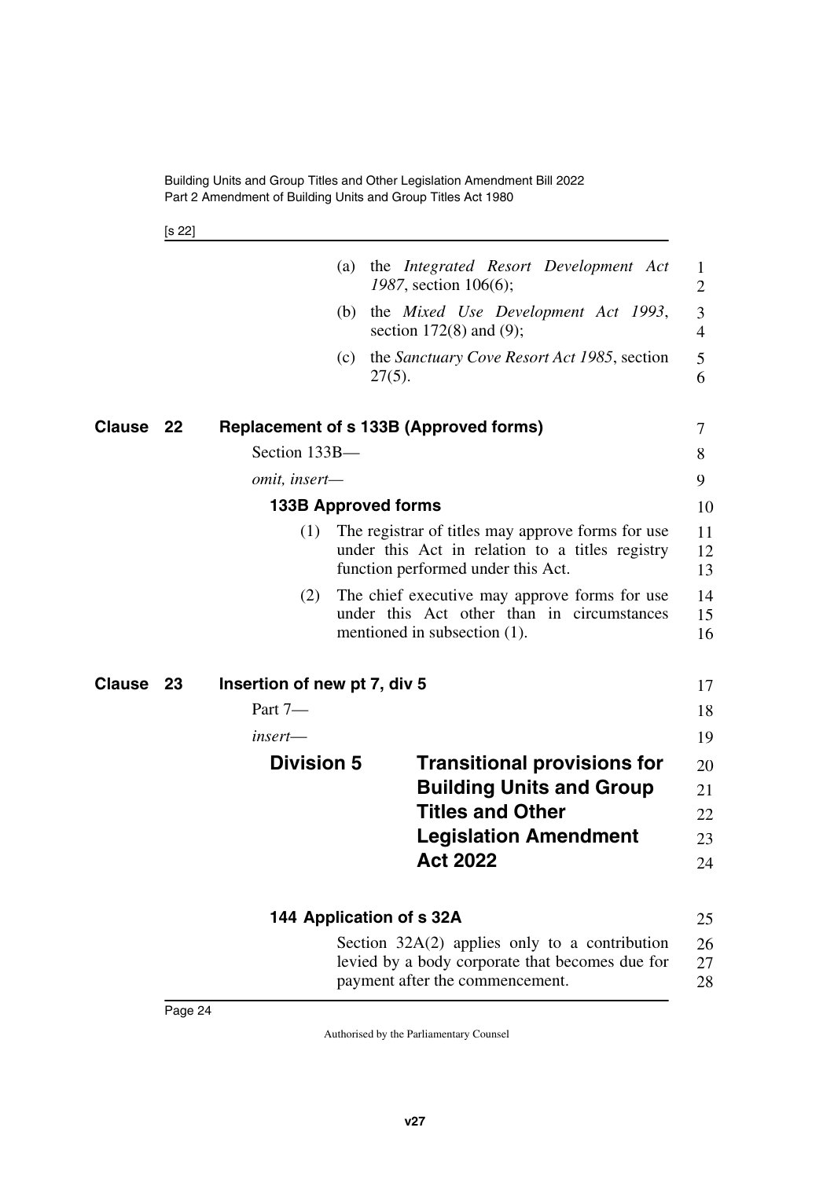(a) the *Integrated Resort Development Act 1987*, section 106(6);

(b) the *Mixed Use Development Act 1993*, section 172(8) and (9);

(c) the *Sanctuary Cove Resort Act 1985*, section 27(5).

**Clause 22 Replacement of s 133B (Approved forms)**

Section 133B—

*omit, insert—*

**133B Approved forms**

(1) The registrar of titles may approve forms for use under this Act in relation to a titles registry function performed under this Act.

(2) The chief executive may approve forms for use under this Act other than in circumstances mentioned in subsection (1).

**Clause 23 Insertion of new pt 7, div 5**

Part 7—

*insert—*

## Division 5 Transitional provisions for Building Units and Group Titles and Other Legislation Amendment Act 2022

**144 Application of s 32A**

Section 32A(2) applies only to a contribution levied by a body corporate that becomes due for payment after the commencement.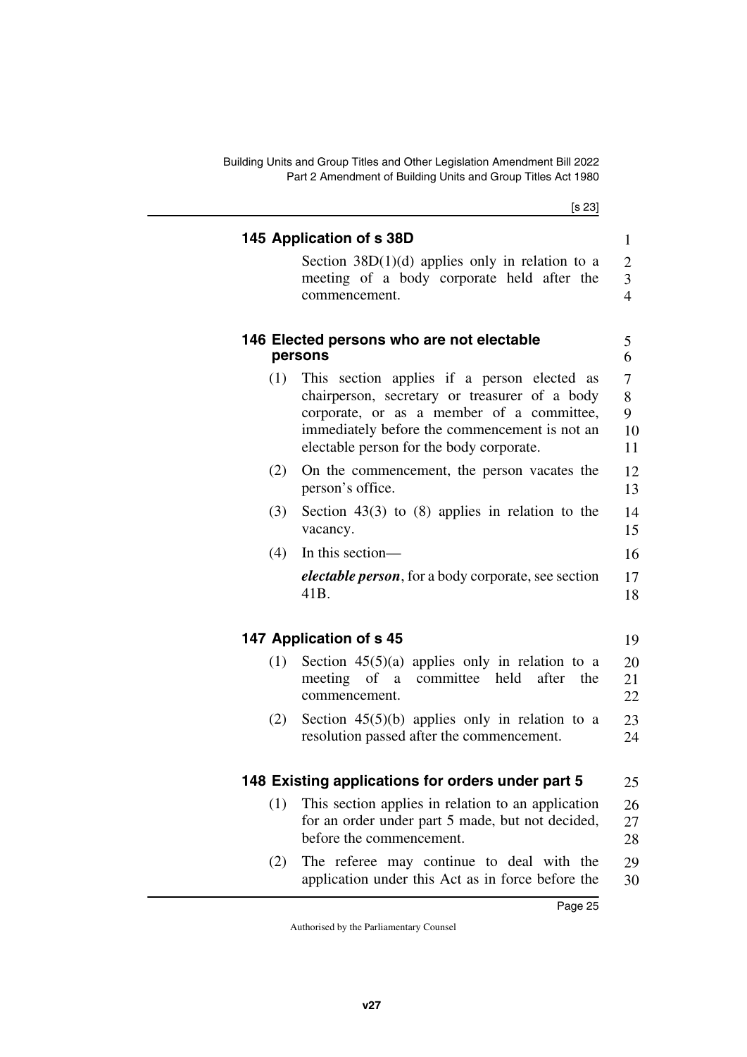### 145 Application of s 38D

Section 38D(1)(d) applies only in relation to a meeting of a body corporate held after the commencement.

### 146 Elected persons who are not electable persons

(1) This section applies if a person elected as chairperson, secretary or treasurer of a body corporate, or as a member of a committee, immediately before the commencement is not an electable person for the body corporate.

(2) On the commencement, the person vacates the person's office.

(3) Section 43(3) to (8) applies in relation to the vacancy.

(4) In this section—

***electable person***, for a body corporate, see section 41B.

### 147 Application of s 45

(1) Section 45(5)(a) applies only in relation to a meeting of a committee held after the commencement.

(2) Section 45(5)(b) applies only in relation to a resolution passed after the commencement.

### 148 Existing applications for orders under part 5

(1) This section applies in relation to an application for an order under part 5 made, but not decided, before the commencement.

(2) The referee may continue to deal with the application under this Act as in force before the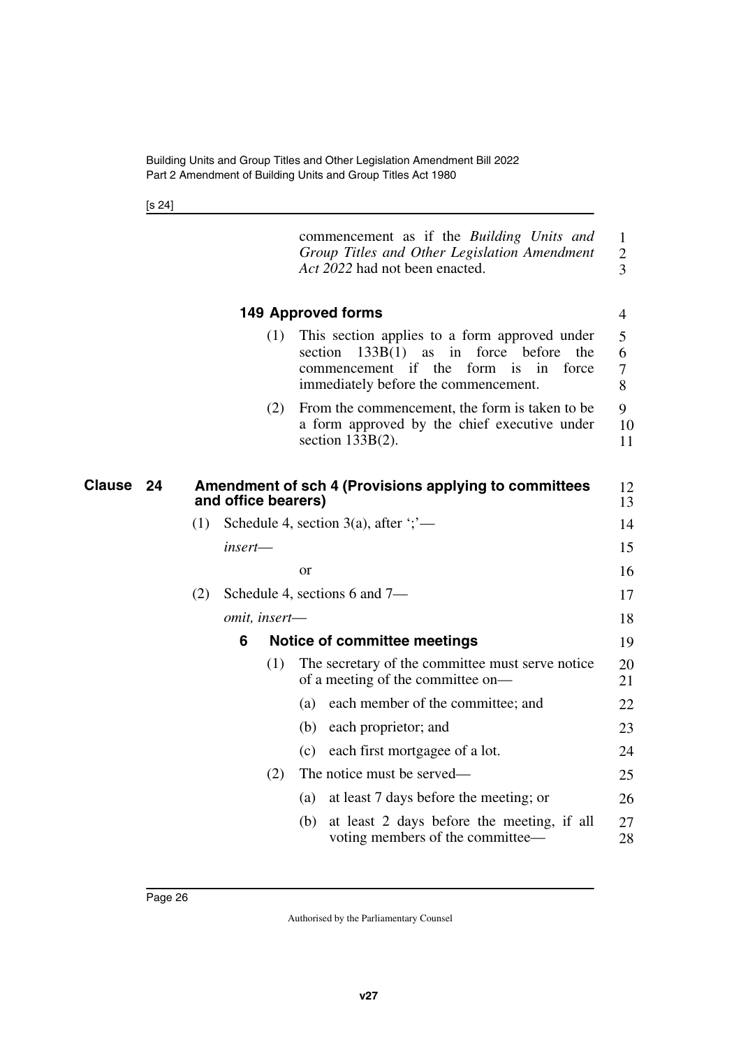commencement as if the *Building Units and Group Titles and Other Legislation Amendment Act 2022* had not been enacted.

### 149 Approved forms

(1) This section applies to a form approved under section 133B(1) as in force before the commencement if the form is in force immediately before the commencement.

(2) From the commencement, the form is taken to be a form approved by the chief executive under section 133B(2).

## Clause 24 Amendment of sch 4 (Provisions applying to committees and office bearers)

(1) Schedule 4, section 3(a), after ';'—

*insert*—

or

(2) Schedule 4, sections 6 and 7—

*omit, insert*—

### 6 Notice of committee meetings

(1) The secretary of the committee must serve notice of a meeting of the committee on—

(a) each member of the committee; and

(b) each proprietor; and

(c) each first mortgagee of a lot.

(2) The notice must be served—

(a) at least 7 days before the meeting; or

(b) at least 2 days before the meeting, if all voting members of the committee—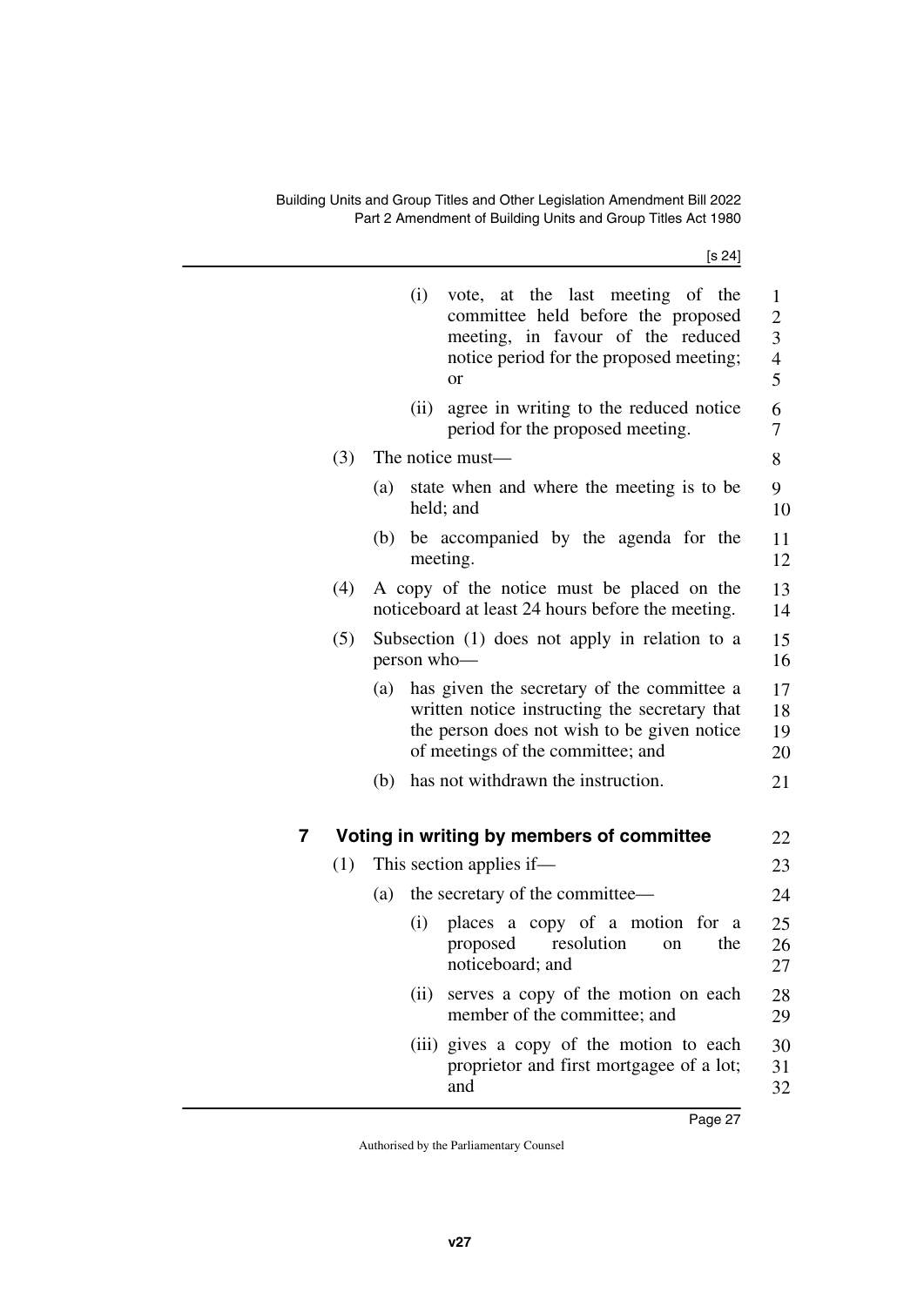(i) vote, at the last meeting of the committee held before the proposed meeting, in favour of the reduced notice period for the proposed meeting; or

(ii) agree in writing to the reduced notice period for the proposed meeting.

(3) The notice must—

(a) state when and where the meeting is to be held; and

(b) be accompanied by the agenda for the meeting.

(4) A copy of the notice must be placed on the noticeboard at least 24 hours before the meeting.

(5) Subsection (1) does not apply in relation to a person who—

(a) has given the secretary of the committee a written notice instructing the secretary that the person does not wish to be given notice of meetings of the committee; and

(b) has not withdrawn the instruction.

### 7 Voting in writing by members of committee

(1) This section applies if—

(a) the secretary of the committee—

(i) places a copy of a motion for a proposed resolution on the noticeboard; and

(ii) serves a copy of the motion on each member of the committee; and

(iii) gives a copy of the motion to each proprietor and first mortgagee of a lot; and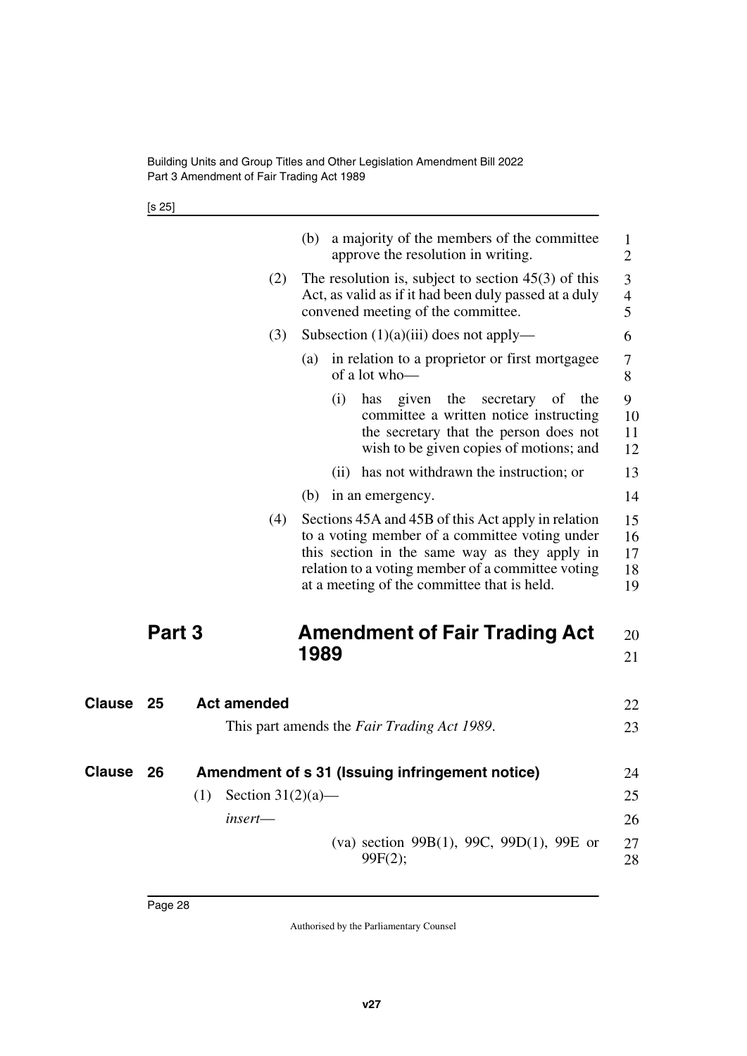(b) a majority of the members of the committee approve the resolution in writing.

(2) The resolution is, subject to section 45(3) of this Act, as valid as if it had been duly passed at a duly convened meeting of the committee.

(3) Subsection (1)(a)(iii) does not apply—

(a) in relation to a proprietor or first mortgagee of a lot who—

(i) has given the secretary of the committee a written notice instructing the secretary that the person does not wish to be given copies of motions; and

(ii) has not withdrawn the instruction; or

(b) in an emergency.

(4) Sections 45A and 45B of this Act apply in relation to a voting member of a committee voting under this section in the same way as they apply in relation to a voting member of a committee voting at a meeting of the committee that is held.

# Part 3 Amendment of Fair Trading Act 1989

## Clause 25 Act amended

This part amends the *Fair Trading Act 1989*.

## Clause 26 Amendment of s 31 (Issuing infringement notice)

(1) Section 31(2)(a)—

*insert*—

(va) section 99B(1), 99C, 99D(1), 99E or 99F(2);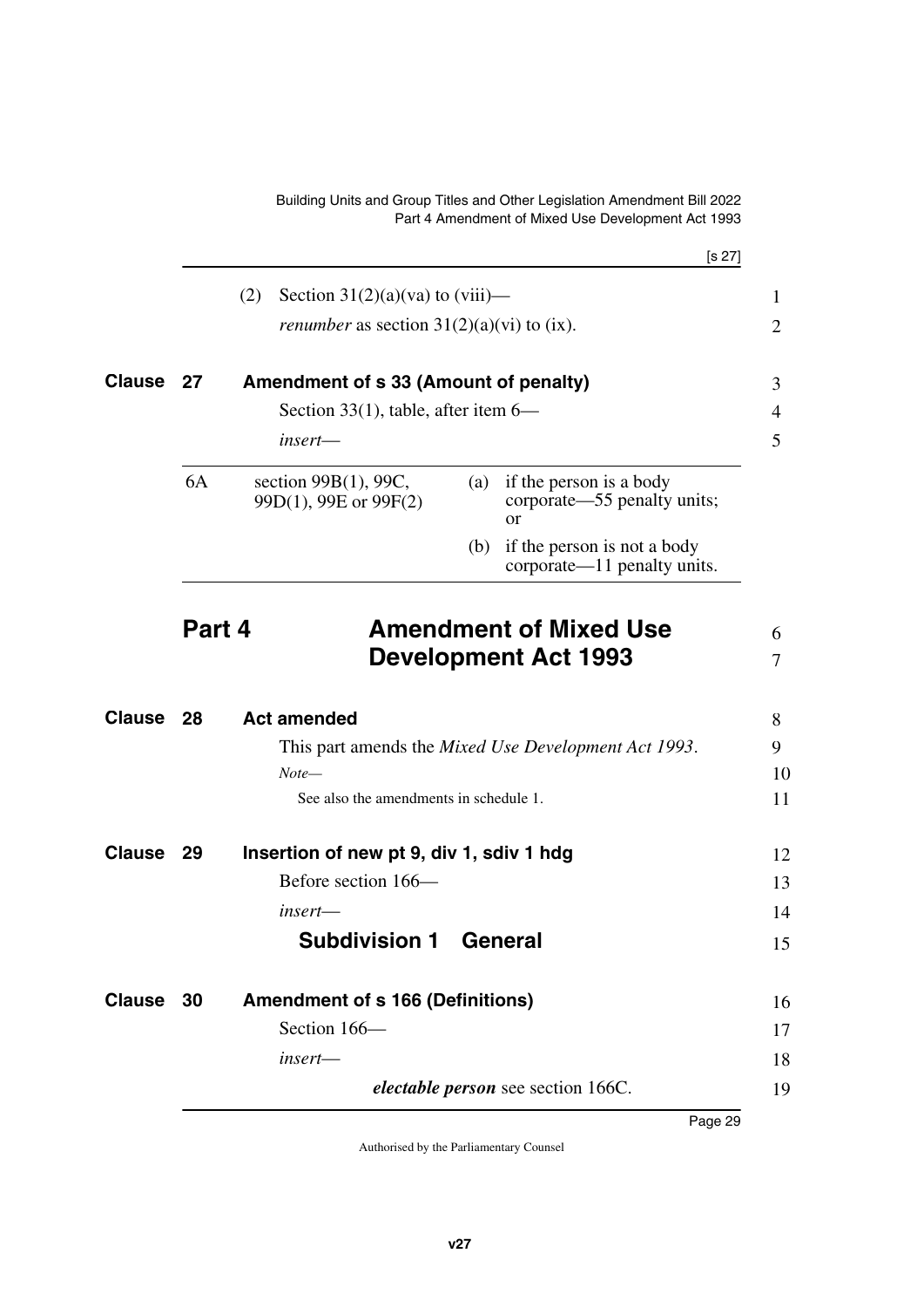(2) Section 31(2)(a)(va) to (viii)—

*renumber* as section 31(2)(a)(vi) to (ix).

## Clause 27 Amendment of s 33 (Amount of penalty)

Section 33(1), table, after item 6—

*insert*—

| | | |
|---|---|---|
| 6A | section 99B(1), 99C, 99D(1), 99E or 99F(2) | (a) if the person is a body corporate—55 penalty units; or<br>(b) if the person is not a body corporate—11 penalty units. |

# Part 4 Amendment of Mixed Use Development Act 1993

## Clause 28 Act amended

This part amends the *Mixed Use Development Act 1993*.

*Note—*

See also the amendments in schedule 1.

## Clause 29 Insertion of new pt 9, div 1, sdiv 1 hdg

Before section 166—

*insert*—

### Subdivision 1 General

## Clause 30 Amendment of s 166 (Definitions)

Section 166—

*insert*—

***electable person*** see section 166C.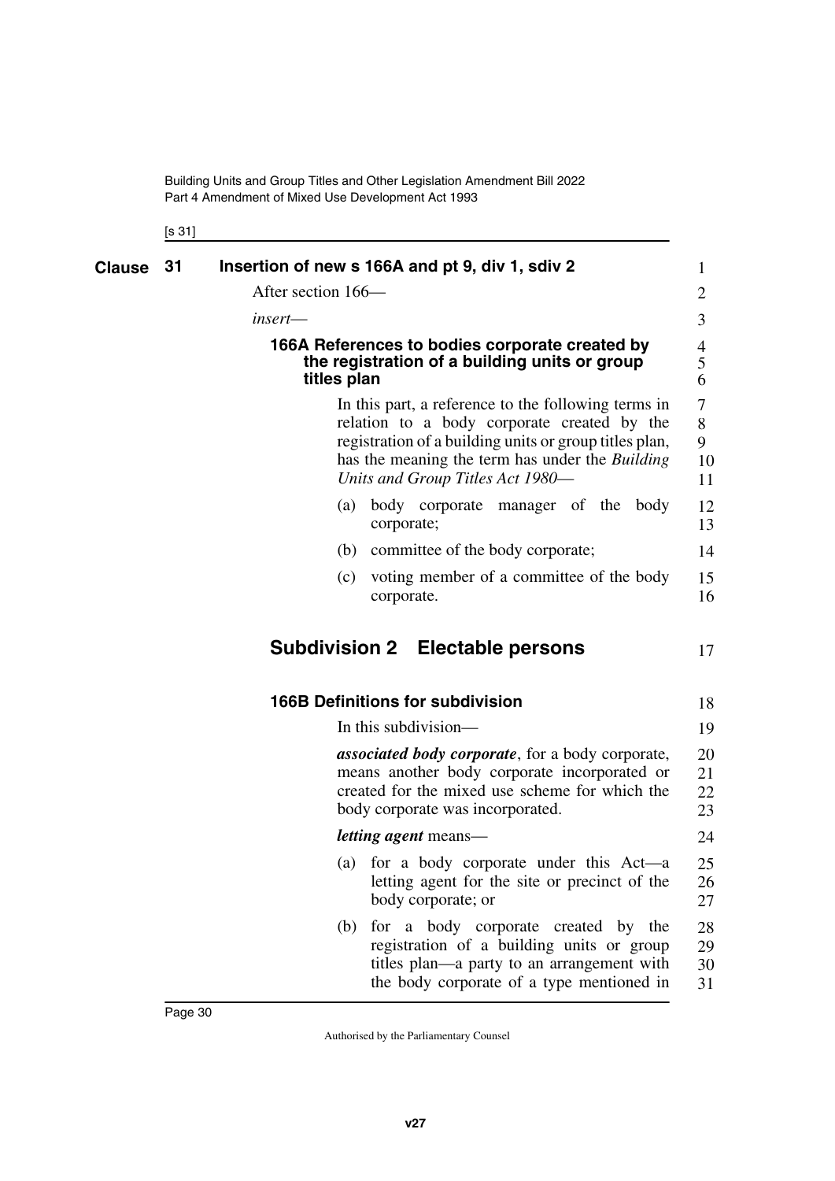## Clause 31 Insertion of new s 166A and pt 9, div 1, sdiv 2

After section 166—

*insert*—

### 166A References to bodies corporate created by the registration of a building units or group titles plan

In this part, a reference to the following terms in relation to a body corporate created by the registration of a building units or group titles plan, has the meaning the term has under the *Building Units and Group Titles Act 1980*—

(a) body corporate manager of the body corporate;

(b) committee of the body corporate;

(c) voting member of a committee of the body corporate.

## Subdivision 2 Electable persons

### 166B Definitions for subdivision

In this subdivision—

***associated body corporate***, for a body corporate, means another body corporate incorporated or created for the mixed use scheme for which the body corporate was incorporated.

***letting agent*** means—

(a) for a body corporate under this Act—a letting agent for the site or precinct of the body corporate; or

(b) for a body corporate created by the registration of a building units or group titles plan—a party to an arrangement with the body corporate of a type mentioned in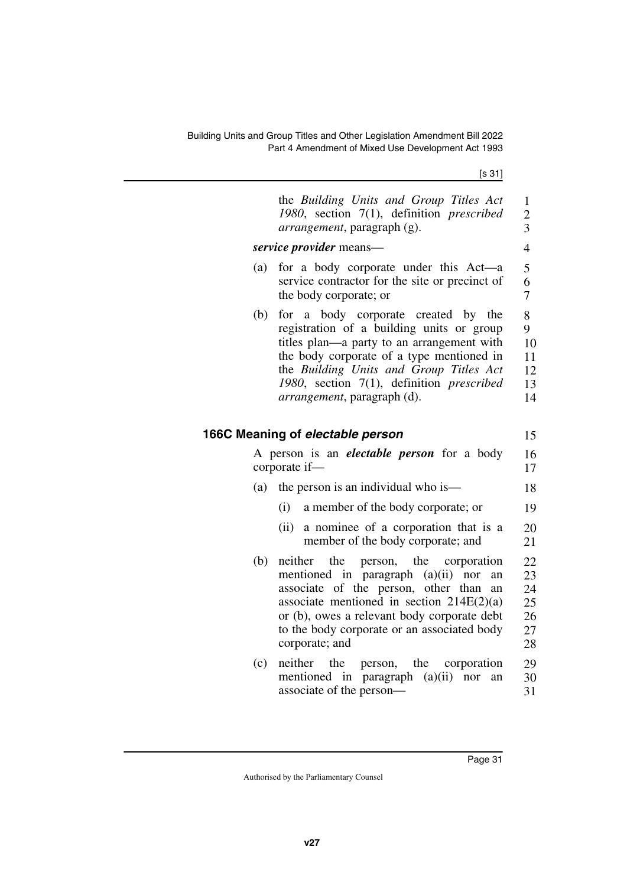the *Building Units and Group Titles Act 1980*, section 7(1), definition *prescribed arrangement*, paragraph (g).

***service provider*** means—

(a) for a body corporate under this Act—a service contractor for the site or precinct of the body corporate; or

(b) for a body corporate created by the registration of a building units or group titles plan—a party to an arrangement with the body corporate of a type mentioned in the *Building Units and Group Titles Act 1980*, section 7(1), definition *prescribed arrangement*, paragraph (d).

### 166C Meaning of *electable person*

A person is an ***electable person*** for a body corporate if—

(a) the person is an individual who is—

  (i) a member of the body corporate; or

  (ii) a nominee of a corporation that is a member of the body corporate; and

(b) neither the person, the corporation mentioned in paragraph (a)(ii) nor an associate of the person, other than an associate mentioned in section 214E(2)(a) or (b), owes a relevant body corporate debt to the body corporate or an associated body corporate; and

(c) neither the person, the corporation mentioned in paragraph (a)(ii) nor an associate of the person—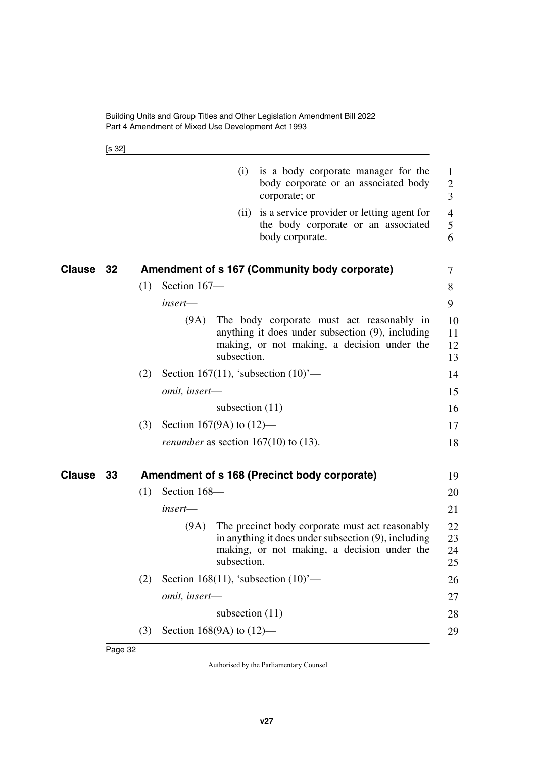(i) is a body corporate manager for the body corporate or an associated body corporate; or

(ii) is a service provider or letting agent for the body corporate or an associated body corporate.

## Clause 32 Amendment of s 167 (Community body corporate)

(1) Section 167—

*insert*—

(9A) The body corporate must act reasonably in anything it does under subsection (9), including making, or not making, a decision under the subsection.

(2) Section 167(11), 'subsection (10)'—

*omit, insert*—

subsection (11)

(3) Section 167(9A) to (12)—

*renumber* as section 167(10) to (13).

## Clause 33 Amendment of s 168 (Precinct body corporate)

(1) Section 168—

*insert*—

(9A) The precinct body corporate must act reasonably in anything it does under subsection (9), including making, or not making, a decision under the subsection.

(2) Section 168(11), 'subsection (10)'—

*omit, insert*—

subsection (11)

(3) Section 168(9A) to (12)—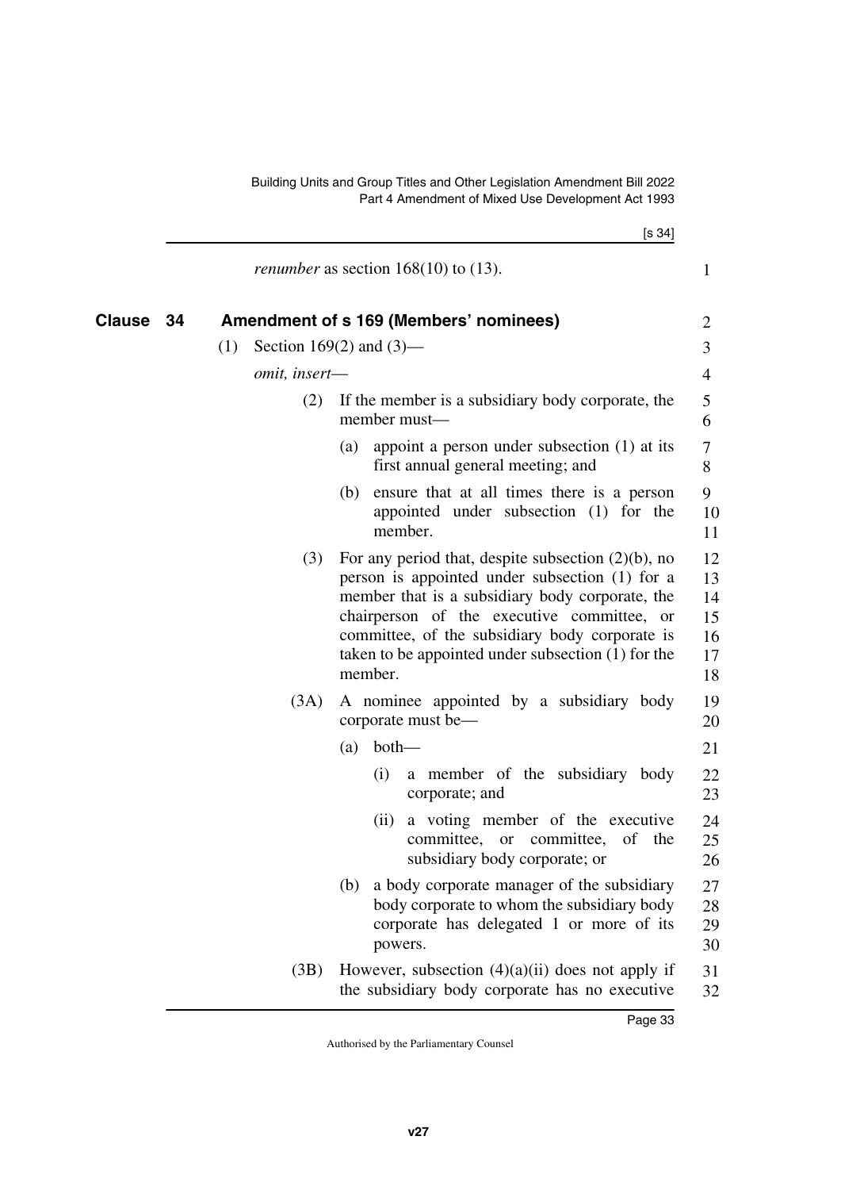*renumber* as section 168(10) to (13).

## Clause 34 Amendment of s 169 (Members' nominees)

(1) Section 169(2) and (3)—

*omit, insert*—

(2) If the member is a subsidiary body corporate, the member must—

(a) appoint a person under subsection (1) at its first annual general meeting; and

(b) ensure that at all times there is a person appointed under subsection (1) for the member.

(3) For any period that, despite subsection (2)(b), no person is appointed under subsection (1) for a member that is a subsidiary body corporate, the chairperson of the executive committee, or committee, of the subsidiary body corporate is taken to be appointed under subsection (1) for the member.

(3A) A nominee appointed by a subsidiary body corporate must be—

(a) both—

(i) a member of the subsidiary body corporate; and

(ii) a voting member of the executive committee, or committee, of the subsidiary body corporate; or

(b) a body corporate manager of the subsidiary body corporate to whom the subsidiary body corporate has delegated 1 or more of its powers.

(3B) However, subsection (4)(a)(ii) does not apply if the subsidiary body corporate has no executive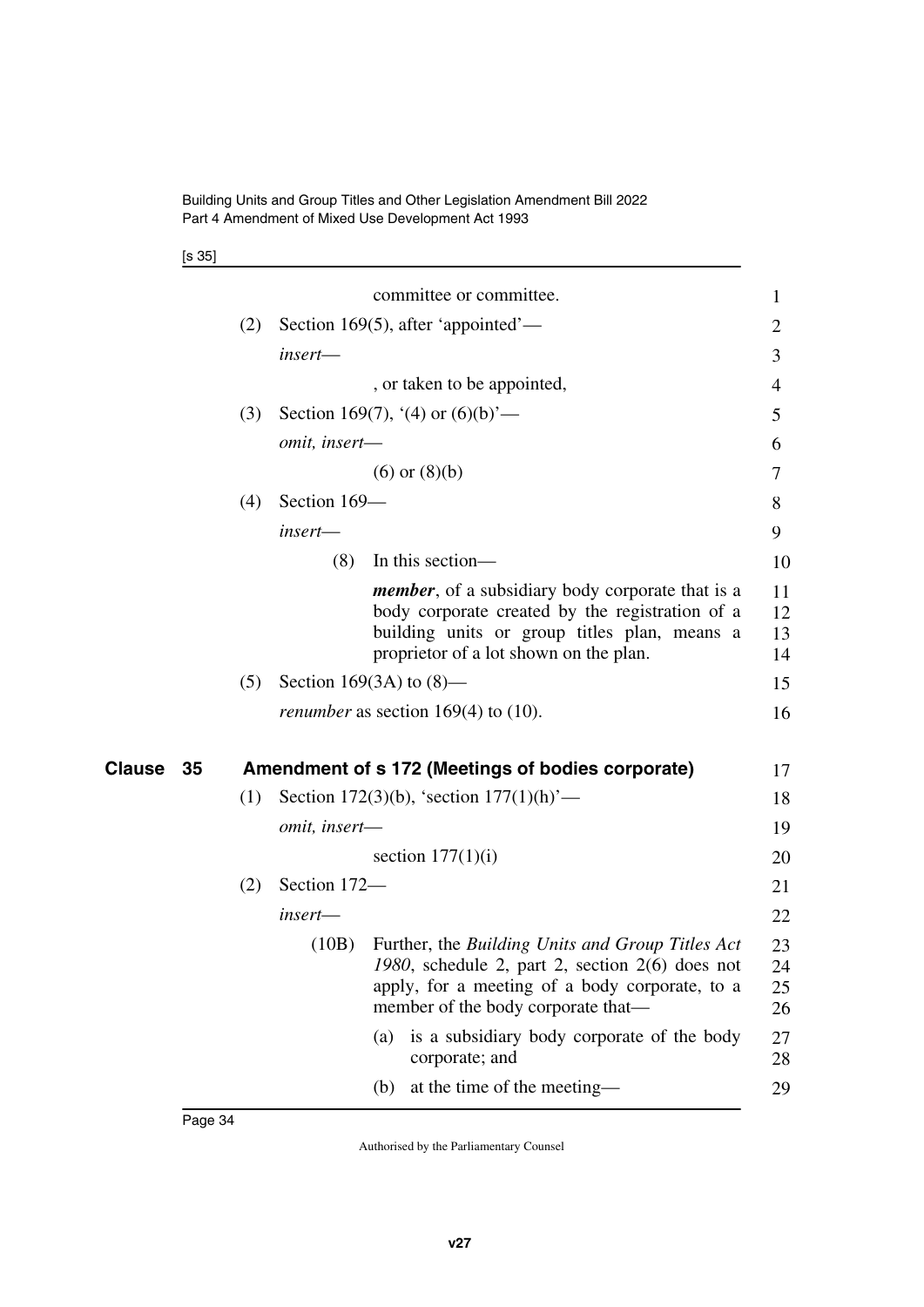committee or committee.

(2) Section 169(5), after 'appointed'—

*insert*—

, or taken to be appointed,

(3) Section 169(7), '(4) or (6)(b)'—

*omit, insert*—

(6) or (8)(b)

(4) Section 169—

*insert*—

(8) In this section—

***member***, of a subsidiary body corporate that is a body corporate created by the registration of a building units or group titles plan, means a proprietor of a lot shown on the plan.

(5) Section 169(3A) to (8)—

*renumber* as section 169(4) to (10).

## Clause 35 Amendment of s 172 (Meetings of bodies corporate)

(1) Section 172(3)(b), 'section 177(1)(h)'—

*omit, insert*—

section 177(1)(i)

(2) Section 172—

*insert*—

(10B) Further, the *Building Units and Group Titles Act 1980*, schedule 2, part 2, section 2(6) does not apply, for a meeting of a body corporate, to a member of the body corporate that—

(a) is a subsidiary body corporate of the body corporate; and

(b) at the time of the meeting—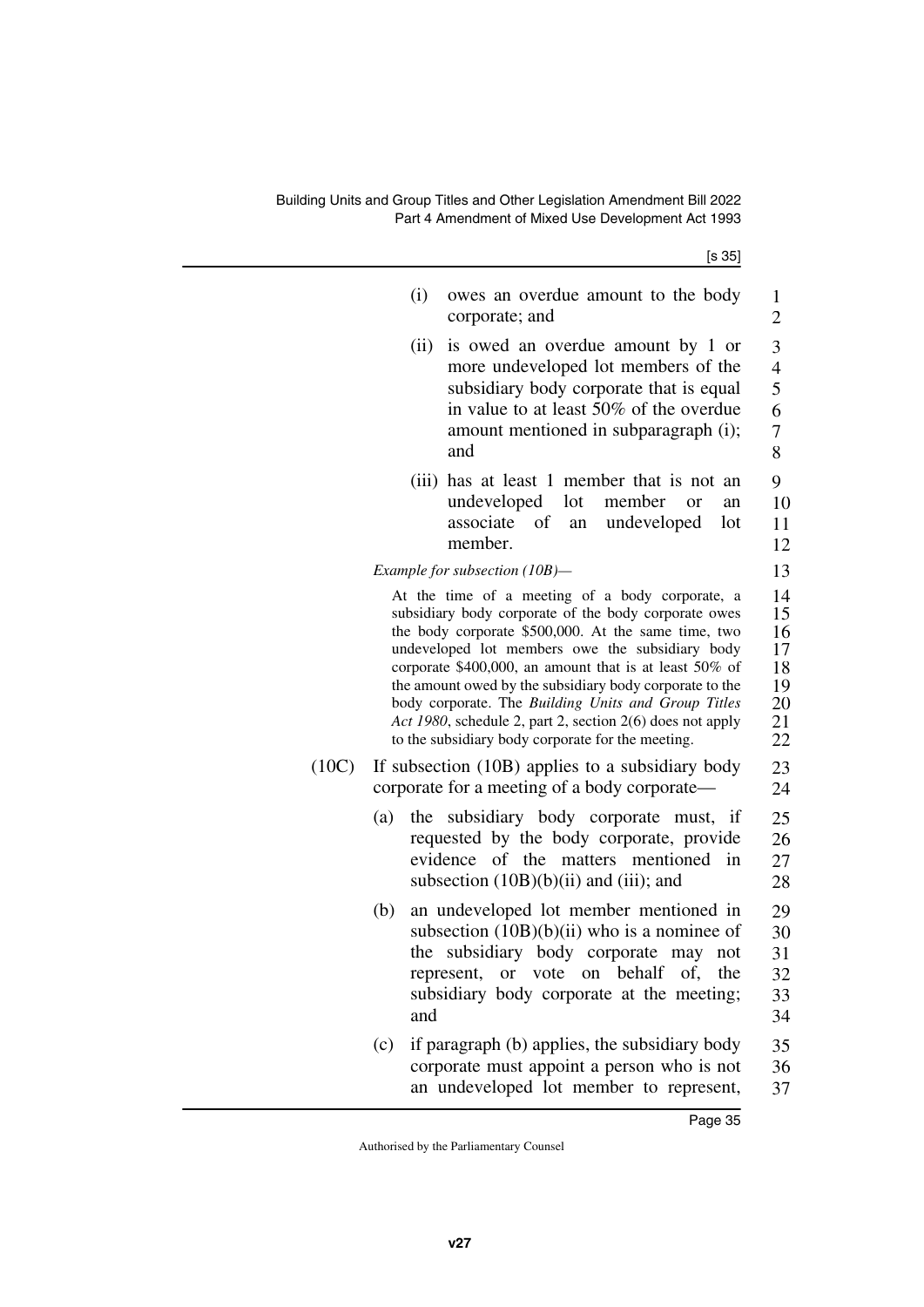(i) owes an overdue amount to the body corporate; and

(ii) is owed an overdue amount by 1 or more undeveloped lot members of the subsidiary body corporate that is equal in value to at least 50% of the overdue amount mentioned in subparagraph (i); and

(iii) has at least 1 member that is not an undeveloped lot member or an associate of an undeveloped lot member.

*Example for subsection (10B)—*

At the time of a meeting of a body corporate, a subsidiary body corporate of the body corporate owes the body corporate $500,000. At the same time, two undeveloped lot members owe the subsidiary body corporate $400,000, an amount that is at least 50% of the amount owed by the subsidiary body corporate to the body corporate. The *Building Units and Group Titles Act 1980*, schedule 2, part 2, section 2(6) does not apply to the subsidiary body corporate for the meeting.

(10C) If subsection (10B) applies to a subsidiary body corporate for a meeting of a body corporate—

(a) the subsidiary body corporate must, if requested by the body corporate, provide evidence of the matters mentioned in subsection (10B)(b)(ii) and (iii); and

(b) an undeveloped lot member mentioned in subsection (10B)(b)(ii) who is a nominee of the subsidiary body corporate may not represent, or vote on behalf of, the subsidiary body corporate at the meeting; and

(c) if paragraph (b) applies, the subsidiary body corporate must appoint a person who is not an undeveloped lot member to represent,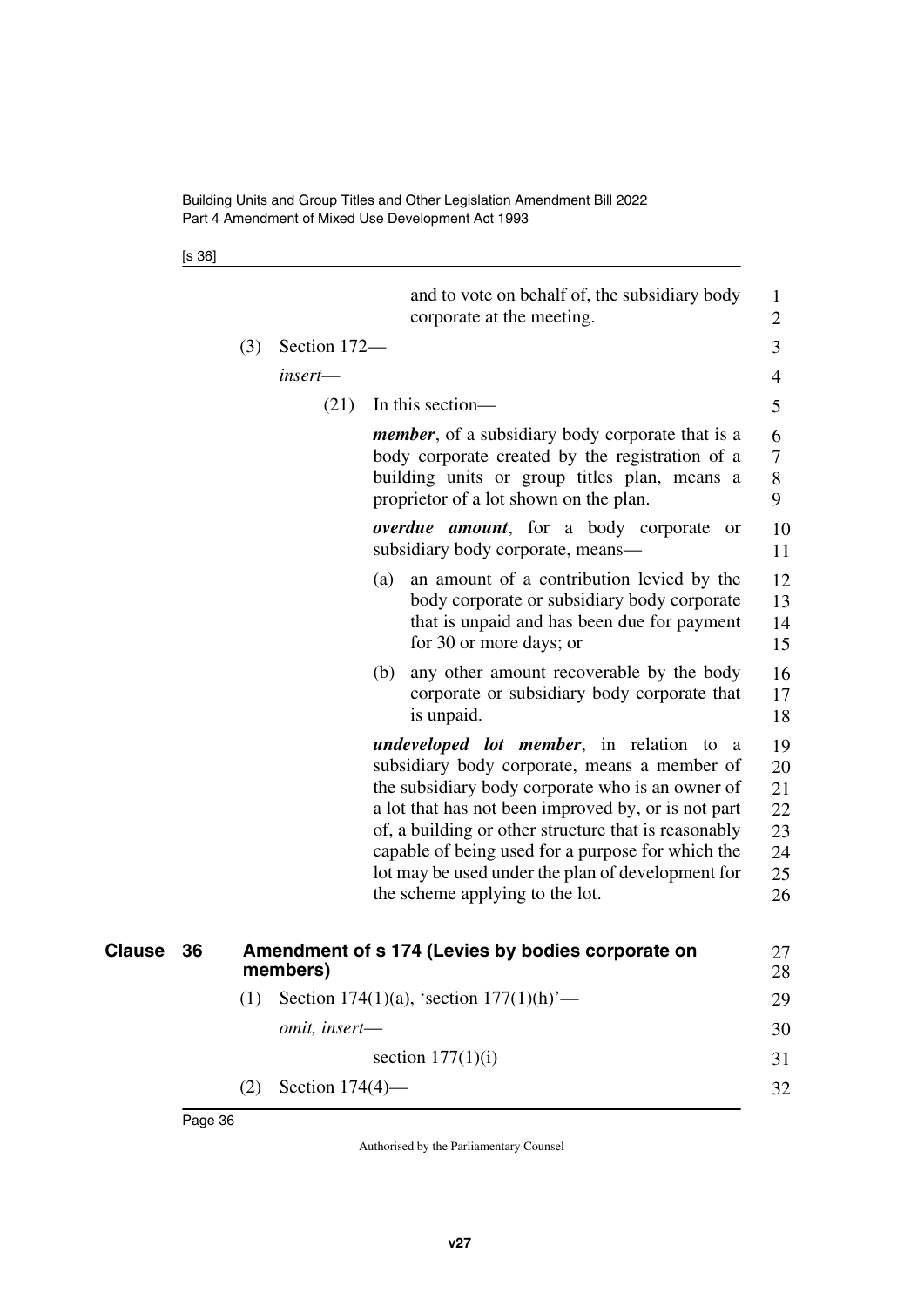and to vote on behalf of, the subsidiary body corporate at the meeting.

(3) Section 172—

*insert*—

(21) In this section—

***member***, of a subsidiary body corporate that is a body corporate created by the registration of a building units or group titles plan, means a proprietor of a lot shown on the plan.

***overdue amount***, for a body corporate or subsidiary body corporate, means—

(a) an amount of a contribution levied by the body corporate or subsidiary body corporate that is unpaid and has been due for payment for 30 or more days; or

(b) any other amount recoverable by the body corporate or subsidiary body corporate that is unpaid.

***undeveloped lot member***, in relation to a subsidiary body corporate, means a member of the subsidiary body corporate who is an owner of a lot that has not been improved by, or is not part of, a building or other structure that is reasonably capable of being used for a purpose for which the lot may be used under the plan of development for the scheme applying to the lot.

## Clause 36 Amendment of s 174 (Levies by bodies corporate on members)

(1) Section 174(1)(a), 'section 177(1)(h)'—

*omit, insert*—

section 177(1)(i)

(2) Section 174(4)—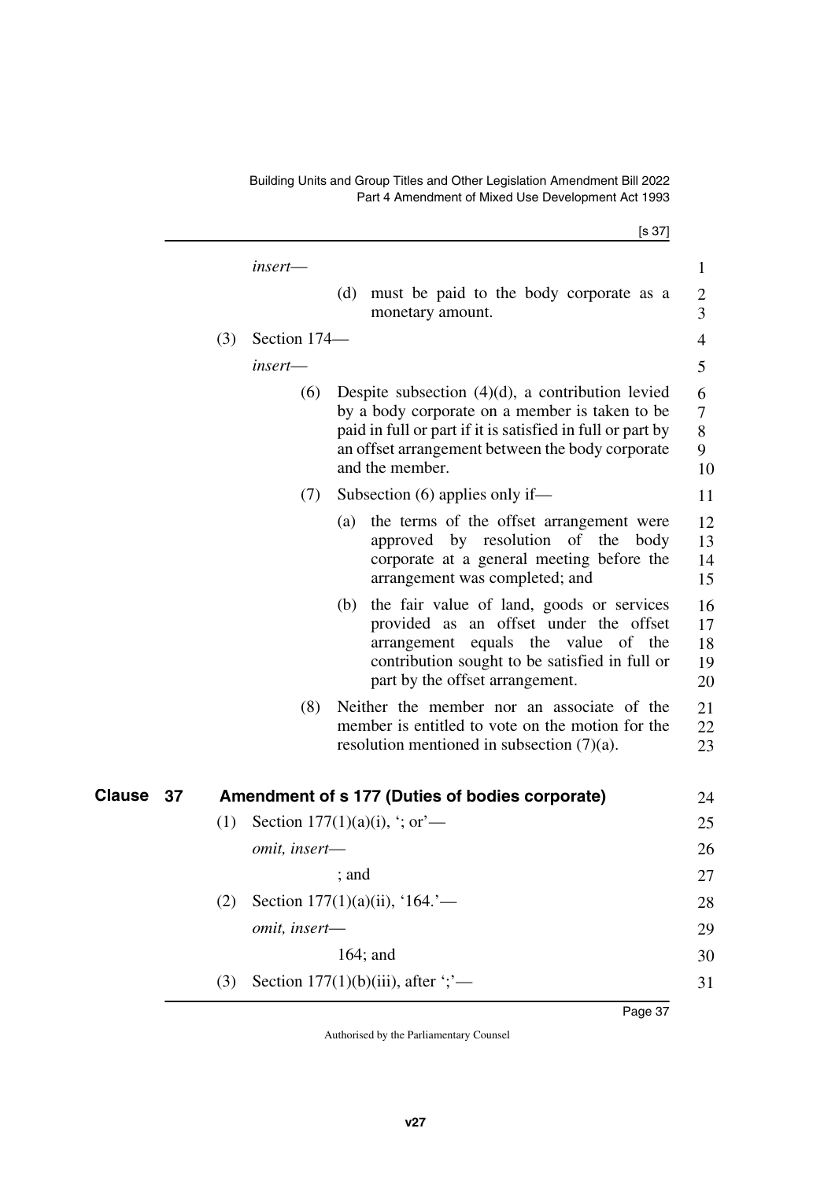*insert*—

(d) must be paid to the body corporate as a monetary amount.

(3) Section 174—

*insert*—

(6) Despite subsection (4)(d), a contribution levied by a body corporate on a member is taken to be paid in full or part if it is satisfied in full or part by an offset arrangement between the body corporate and the member.

(7) Subsection (6) applies only if—

(a) the terms of the offset arrangement were approved by resolution of the body corporate at a general meeting before the arrangement was completed; and

(b) the fair value of land, goods or services provided as an offset under the offset arrangement equals the value of the contribution sought to be satisfied in full or part by the offset arrangement.

(8) Neither the member nor an associate of the member is entitled to vote on the motion for the resolution mentioned in subsection (7)(a).

## Clause 37 Amendment of s 177 (Duties of bodies corporate)

(1) Section 177(1)(a)(i), '; or'—

*omit, insert*—

; and

(2) Section 177(1)(a)(ii), '164.'—

*omit, insert*—

164; and

(3) Section 177(1)(b)(iii), after ';'—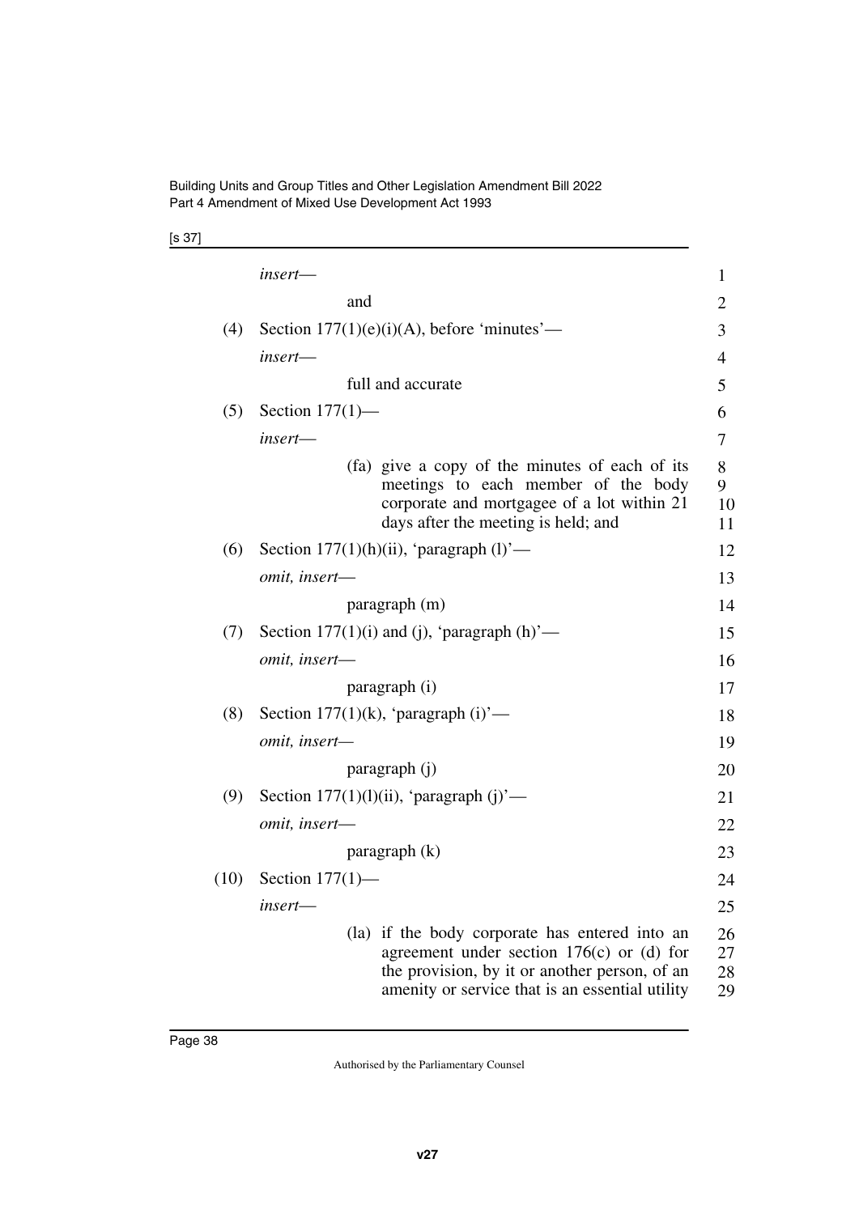*insert*—

and

(4) Section 177(1)(e)(i)(A), before 'minutes'—

*insert*—

full and accurate

(5) Section 177(1)—

*insert*—

(fa) give a copy of the minutes of each of its meetings to each member of the body corporate and mortgagee of a lot within 21 days after the meeting is held; and

(6) Section 177(1)(h)(ii), 'paragraph (l)'—

*omit, insert*—

paragraph (m)

(7) Section 177(1)(i) and (j), 'paragraph (h)'—

*omit, insert*—

paragraph (i)

(8) Section 177(1)(k), 'paragraph (i)'—

*omit, insert*—

paragraph (j)

(9) Section 177(1)(l)(ii), 'paragraph (j)'—

*omit, insert*—

paragraph (k)

(10) Section 177(1)—

*insert*—

(la) if the body corporate has entered into an agreement under section 176(c) or (d) for the provision, by it or another person, of an amenity or service that is an essential utility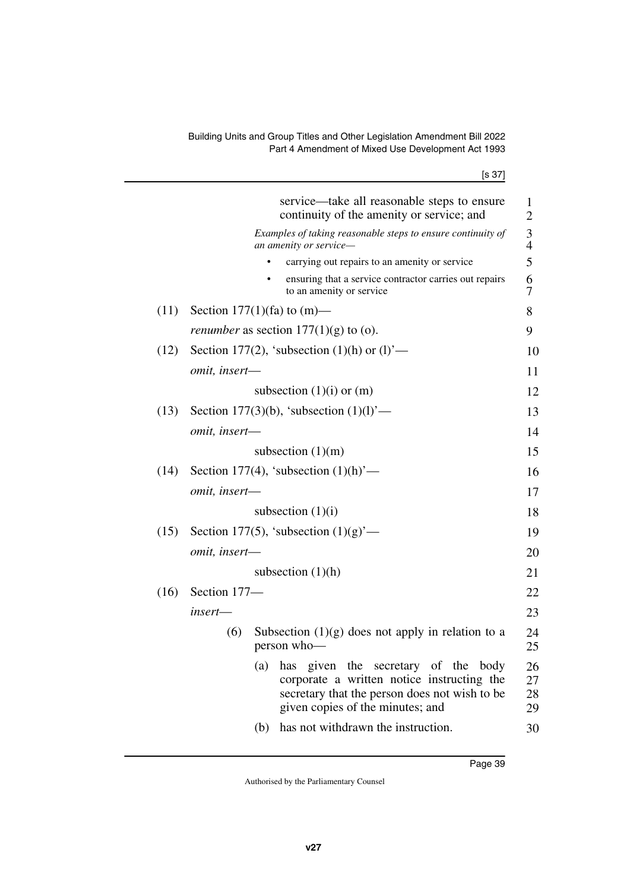service—take all reasonable steps to ensure continuity of the amenity or service; and

*Examples of taking reasonable steps to ensure continuity of an amenity or service—*

- carrying out repairs to an amenity or service
- ensuring that a service contractor carries out repairs to an amenity or service

(11) Section 177(1)(fa) to (m)—

*renumber* as section 177(1)(g) to (o).

(12) Section 177(2), 'subsection (1)(h) or (l)'—

*omit, insert—*

subsection (1)(i) or (m)

(13) Section 177(3)(b), 'subsection (1)(l)'—

*omit, insert—*

subsection (1)(m)

(14) Section 177(4), 'subsection (1)(h)'—

*omit, insert—*

subsection (1)(i)

(15) Section 177(5), 'subsection (1)(g)'—

*omit, insert—*

subsection (1)(h)

(16) Section 177—

*insert—*

(6) Subsection (1)(g) does not apply in relation to a person who—

(a) has given the secretary of the body corporate a written notice instructing the secretary that the person does not wish to be given copies of the minutes; and

(b) has not withdrawn the instruction.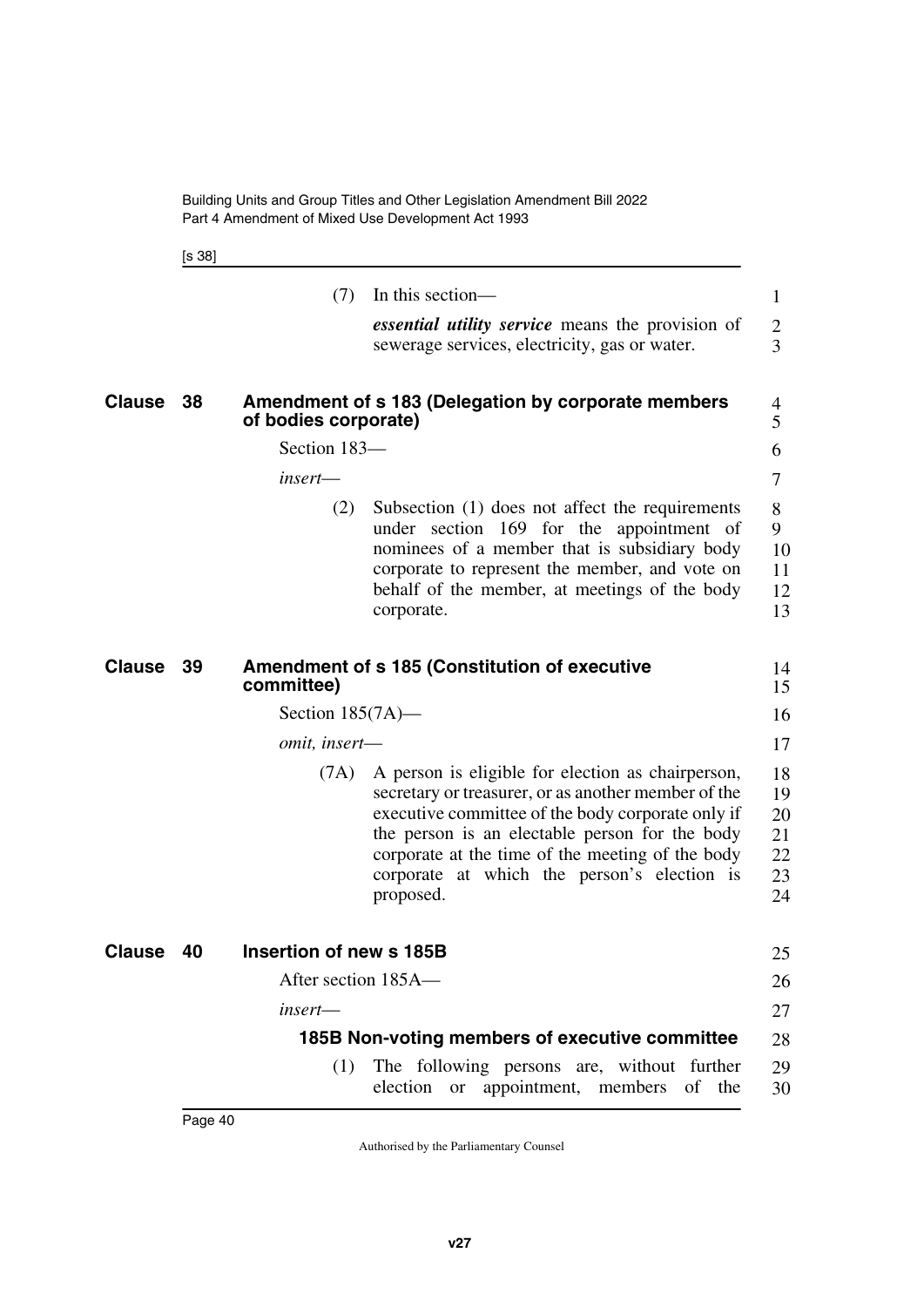(7) In this section—

***essential utility service*** means the provision of sewerage services, electricity, gas or water.

## Clause 38 Amendment of s 183 (Delegation by corporate members of bodies corporate)

Section 183—

*insert*—

(2) Subsection (1) does not affect the requirements under section 169 for the appointment of nominees of a member that is subsidiary body corporate to represent the member, and vote on behalf of the member, at meetings of the body corporate.

## Clause 39 Amendment of s 185 (Constitution of executive committee)

Section 185(7A)—

*omit, insert*—

(7A) A person is eligible for election as chairperson, secretary or treasurer, or as another member of the executive committee of the body corporate only if the person is an electable person for the body corporate at the time of the meeting of the body corporate at which the person's election is proposed.

## Clause 40 Insertion of new s 185B

After section 185A—

*insert*—

### 185B Non-voting members of executive committee

(1) The following persons are, without further election or appointment, members of the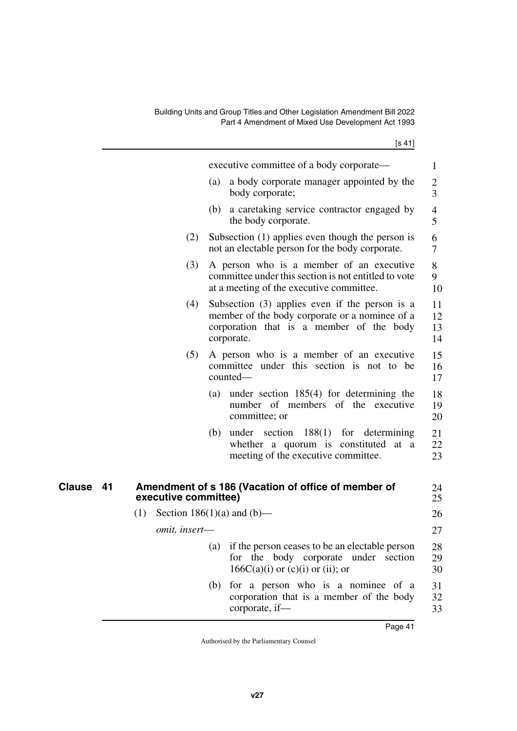executive committee of a body corporate—

(a) a body corporate manager appointed by the body corporate;

(b) a caretaking service contractor engaged by the body corporate.

(2) Subsection (1) applies even though the person is not an electable person for the body corporate.

(3) A person who is a member of an executive committee under this section is not entitled to vote at a meeting of the executive committee.

(4) Subsection (3) applies even if the person is a member of the body corporate or a nominee of a corporation that is a member of the body corporate.

(5) A person who is a member of an executive committee under this section is not to be counted—

(a) under section 185(4) for determining the number of members of the executive committee; or

(b) under section 188(1) for determining whether a quorum is constituted at a meeting of the executive committee.

## Clause 41 Amendment of s 186 (Vacation of office of member of executive committee)

(1) Section 186(1)(a) and (b)—

*omit, insert—*

(a) if the person ceases to be an electable person for the body corporate under section 166C(a)(i) or (c)(i) or (ii); or

(b) for a person who is a nominee of a corporation that is a member of the body corporate, if—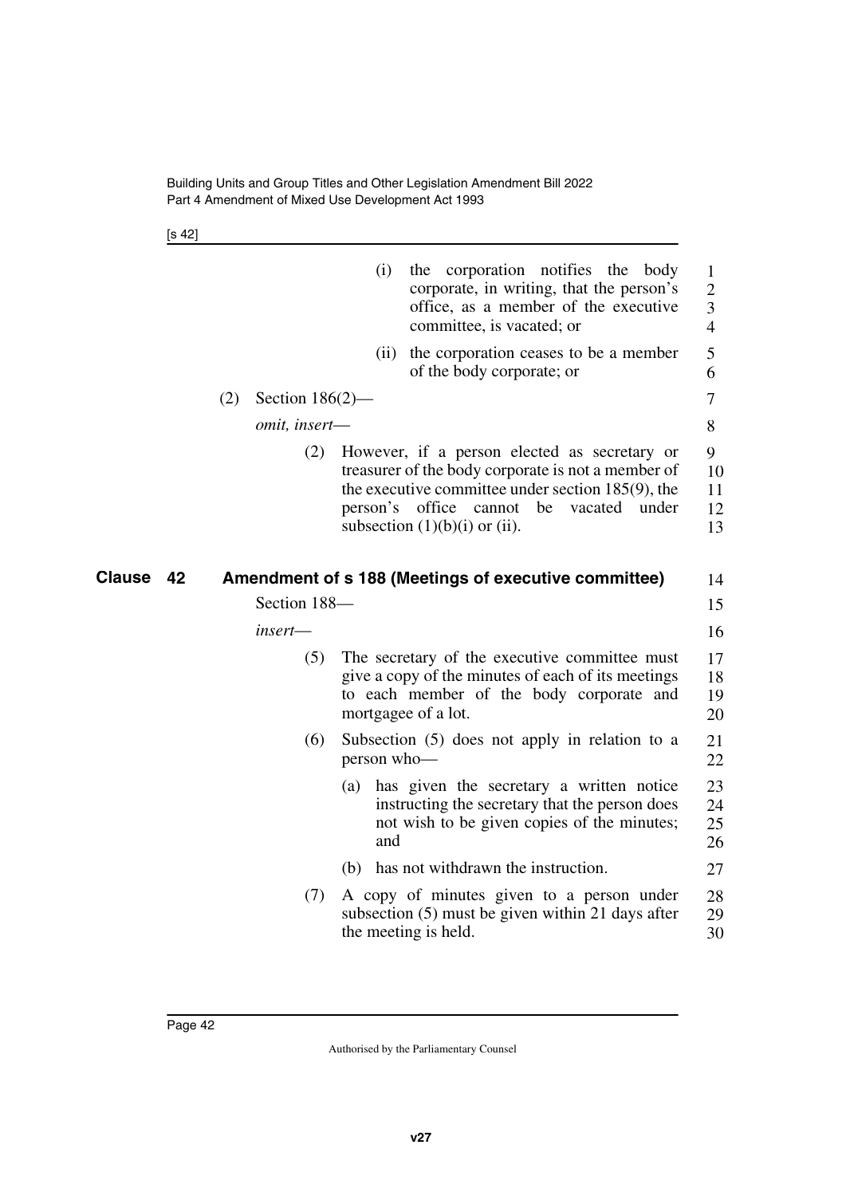(i) the corporation notifies the body corporate, in writing, that the person's office, as a member of the executive committee, is vacated; or

(ii) the corporation ceases to be a member of the body corporate; or

(2) Section 186(2)—

*omit, insert—*

(2) However, if a person elected as secretary or treasurer of the body corporate is not a member of the executive committee under section 185(9), the person's office cannot be vacated under subsection (1)(b)(i) or (ii).

## Clause 42 Amendment of s 188 (Meetings of executive committee)

Section 188—

*insert—*

(5) The secretary of the executive committee must give a copy of the minutes of each of its meetings to each member of the body corporate and mortgagee of a lot.

(6) Subsection (5) does not apply in relation to a person who—

(a) has given the secretary a written notice instructing the secretary that the person does not wish to be given copies of the minutes; and

(b) has not withdrawn the instruction.

(7) A copy of minutes given to a person under subsection (5) must be given within 21 days after the meeting is held.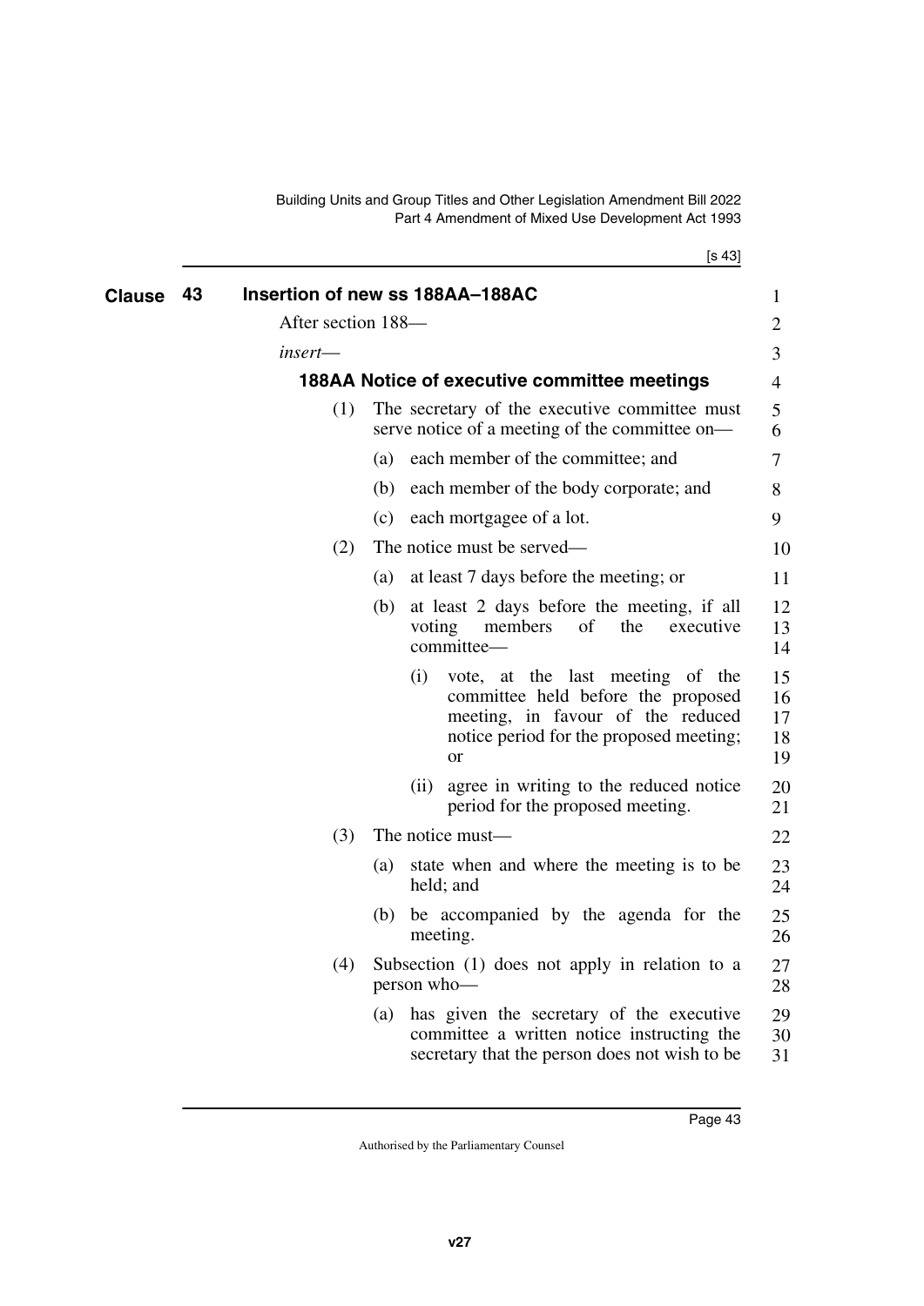## Clause 43 Insertion of new ss 188AA–188AC

After section 188—

*insert*—

### 188AA Notice of executive committee meetings

(1) The secretary of the executive committee must serve notice of a meeting of the committee on—

(a) each member of the committee; and

(b) each member of the body corporate; and

(c) each mortgagee of a lot.

(2) The notice must be served—

(a) at least 7 days before the meeting; or

(b) at least 2 days before the meeting, if all voting members of the executive committee—

(i) vote, at the last meeting of the committee held before the proposed meeting, in favour of the reduced notice period for the proposed meeting; or

(ii) agree in writing to the reduced notice period for the proposed meeting.

(3) The notice must—

(a) state when and where the meeting is to be held; and

(b) be accompanied by the agenda for the meeting.

(4) Subsection (1) does not apply in relation to a person who—

(a) has given the secretary of the executive committee a written notice instructing the secretary that the person does not wish to be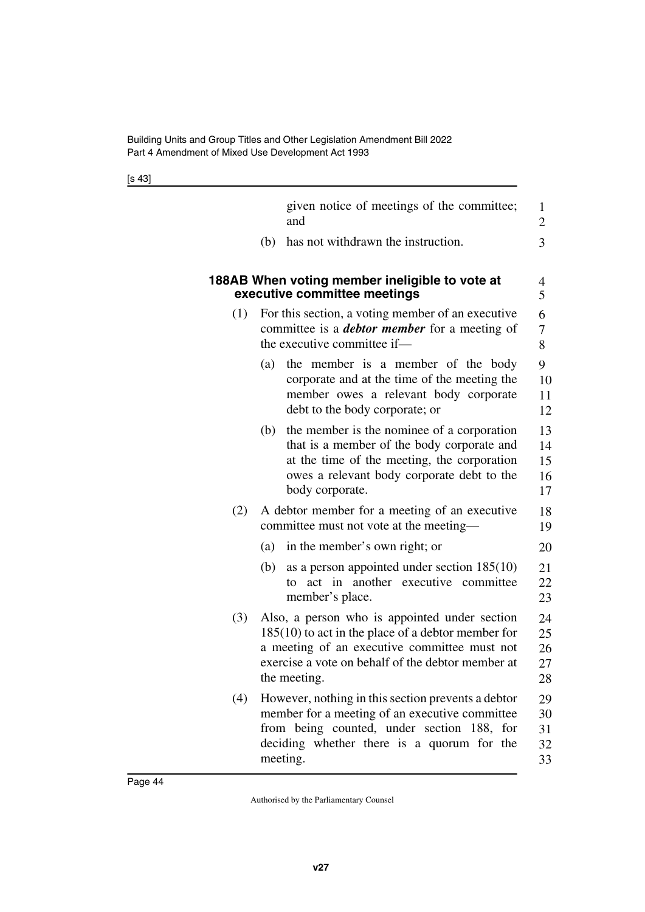given notice of meetings of the committee; and

(b) has not withdrawn the instruction.

### 188AB When voting member ineligible to vote at executive committee meetings

(1) For this section, a voting member of an executive committee is a ***debtor member*** for a meeting of the executive committee if—

(a) the member is a member of the body corporate and at the time of the meeting the member owes a relevant body corporate debt to the body corporate; or

(b) the member is the nominee of a corporation that is a member of the body corporate and at the time of the meeting, the corporation owes a relevant body corporate debt to the body corporate.

(2) A debtor member for a meeting of an executive committee must not vote at the meeting—

(a) in the member's own right; or

(b) as a person appointed under section 185(10) to act in another executive committee member's place.

(3) Also, a person who is appointed under section 185(10) to act in the place of a debtor member for a meeting of an executive committee must not exercise a vote on behalf of the debtor member at the meeting.

(4) However, nothing in this section prevents a debtor member for a meeting of an executive committee from being counted, under section 188, for deciding whether there is a quorum for the meeting.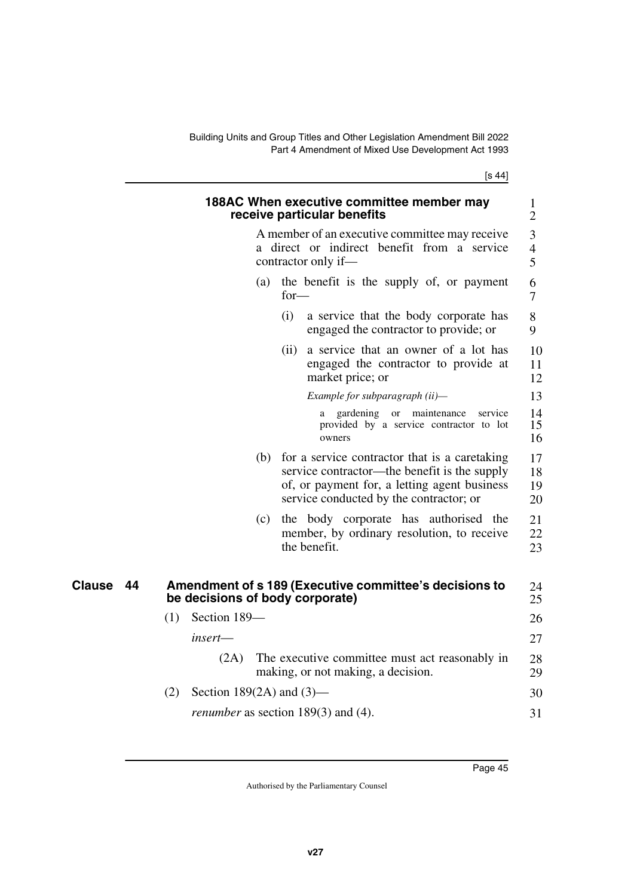### 188AC When executive committee member may receive particular benefits

A member of an executive committee may receive a direct or indirect benefit from a service contractor only if—

(a) the benefit is the supply of, or payment for—

(i) a service that the body corporate has engaged the contractor to provide; or

(ii) a service that an owner of a lot has engaged the contractor to provide at market price; or

*Example for subparagraph (ii)—*

a gardening or maintenance service provided by a service contractor to lot owners

(b) for a service contractor that is a caretaking service contractor—the benefit is the supply of, or payment for, a letting agent business service conducted by the contractor; or

(c) the body corporate has authorised the member, by ordinary resolution, to receive the benefit.

## Clause 44 Amendment of s 189 (Executive committee's decisions to be decisions of body corporate)

(1) Section 189—

*insert*—

(2A) The executive committee must act reasonably in making, or not making, a decision.

(2) Section 189(2A) and (3)—

*renumber* as section 189(3) and (4).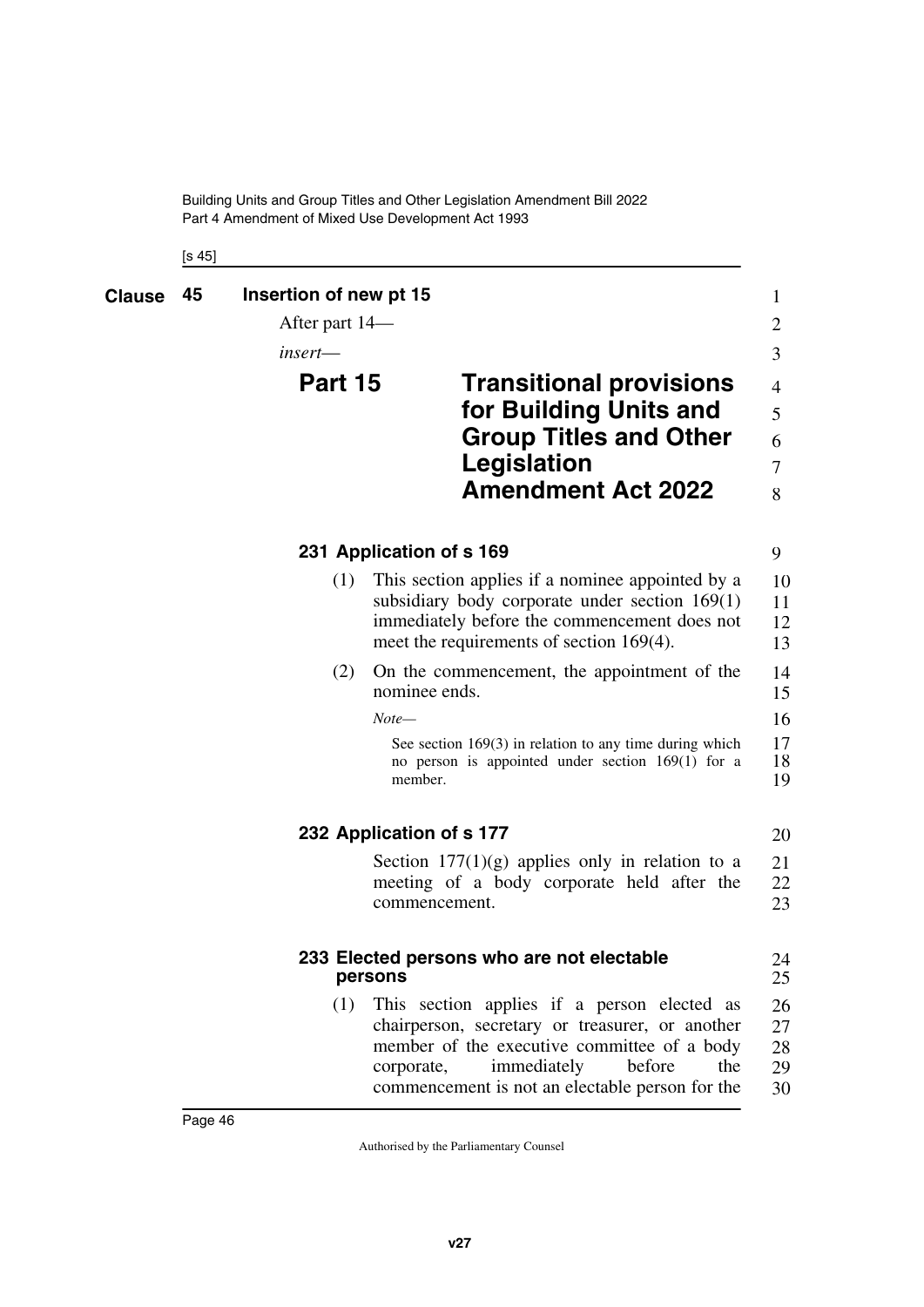## Clause 45 Insertion of new pt 15

After part 14—

*insert*—

# Part 15 Transitional provisions for Building Units and Group Titles and Other Legislation Amendment Act 2022

### 231 Application of s 169

(1) This section applies if a nominee appointed by a subsidiary body corporate under section 169(1) immediately before the commencement does not meet the requirements of section 169(4).

(2) On the commencement, the appointment of the nominee ends.

*Note*—

See section 169(3) in relation to any time during which no person is appointed under section 169(1) for a member.

### 232 Application of s 177

Section 177(1)(g) applies only in relation to a meeting of a body corporate held after the commencement.

### 233 Elected persons who are not electable persons

(1) This section applies if a person elected as chairperson, secretary or treasurer, or another member of the executive committee of a body corporate, immediately before the commencement is not an electable person for the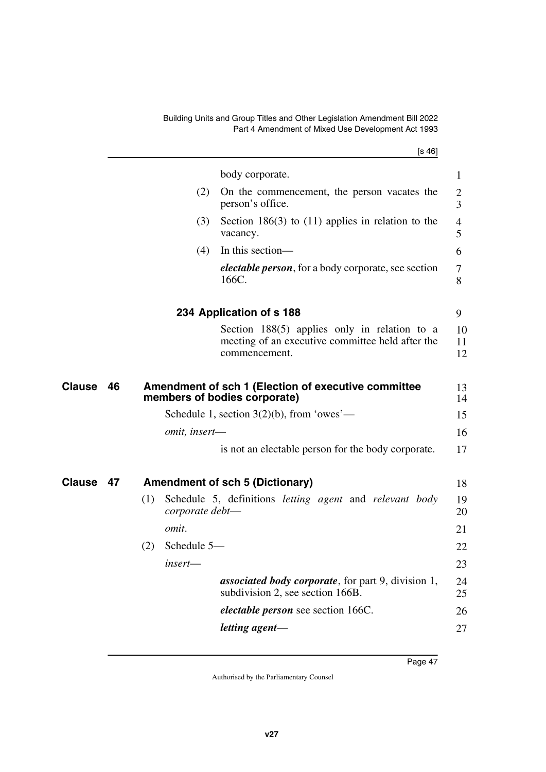body corporate.

(2) On the commencement, the person vacates the person's office.

(3) Section 186(3) to (11) applies in relation to the vacancy.

(4) In this section—

***electable person***, for a body corporate, see section 166C.

### 234 Application of s 188

Section 188(5) applies only in relation to a meeting of an executive committee held after the commencement.

## Clause 46 Amendment of sch 1 (Election of executive committee members of bodies corporate)

Schedule 1, section 3(2)(b), from 'owes'—

*omit, insert*—

is not an electable person for the body corporate.

## Clause 47 Amendment of sch 5 (Dictionary)

(1) Schedule 5, definitions *letting agent* and *relevant body corporate debt*—

*omit*.

(2) Schedule 5—

*insert*—

***associated body corporate***, for part 9, division 1, subdivision 2, see section 166B.

***electable person*** see section 166C.

***letting agent***—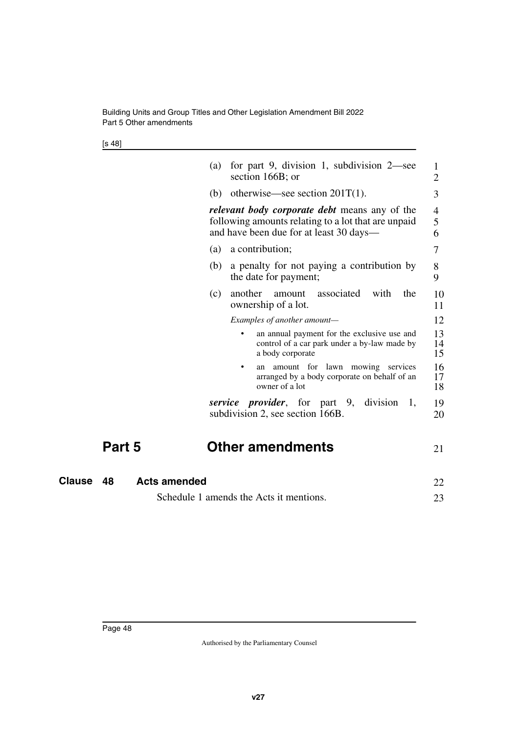(a) for part 9, division 1, subdivision 2—see section 166B; or

(b) otherwise—see section 201T(1).

***relevant body corporate debt*** means any of the following amounts relating to a lot that are unpaid and have been due for at least 30 days—

(a) a contribution;

(b) a penalty for not paying a contribution by the date for payment;

(c) another amount associated with the ownership of a lot.

*Examples of another amount—*

- an annual payment for the exclusive use and control of a car park under a by-law made by a body corporate
- an amount for lawn mowing services arranged by a body corporate on behalf of an owner of a lot

***service provider***, for part 9, division 1, subdivision 2, see section 166B.

# Part 5 Other amendments

## Clause 48 Acts amended

Schedule 1 amends the Acts it mentions.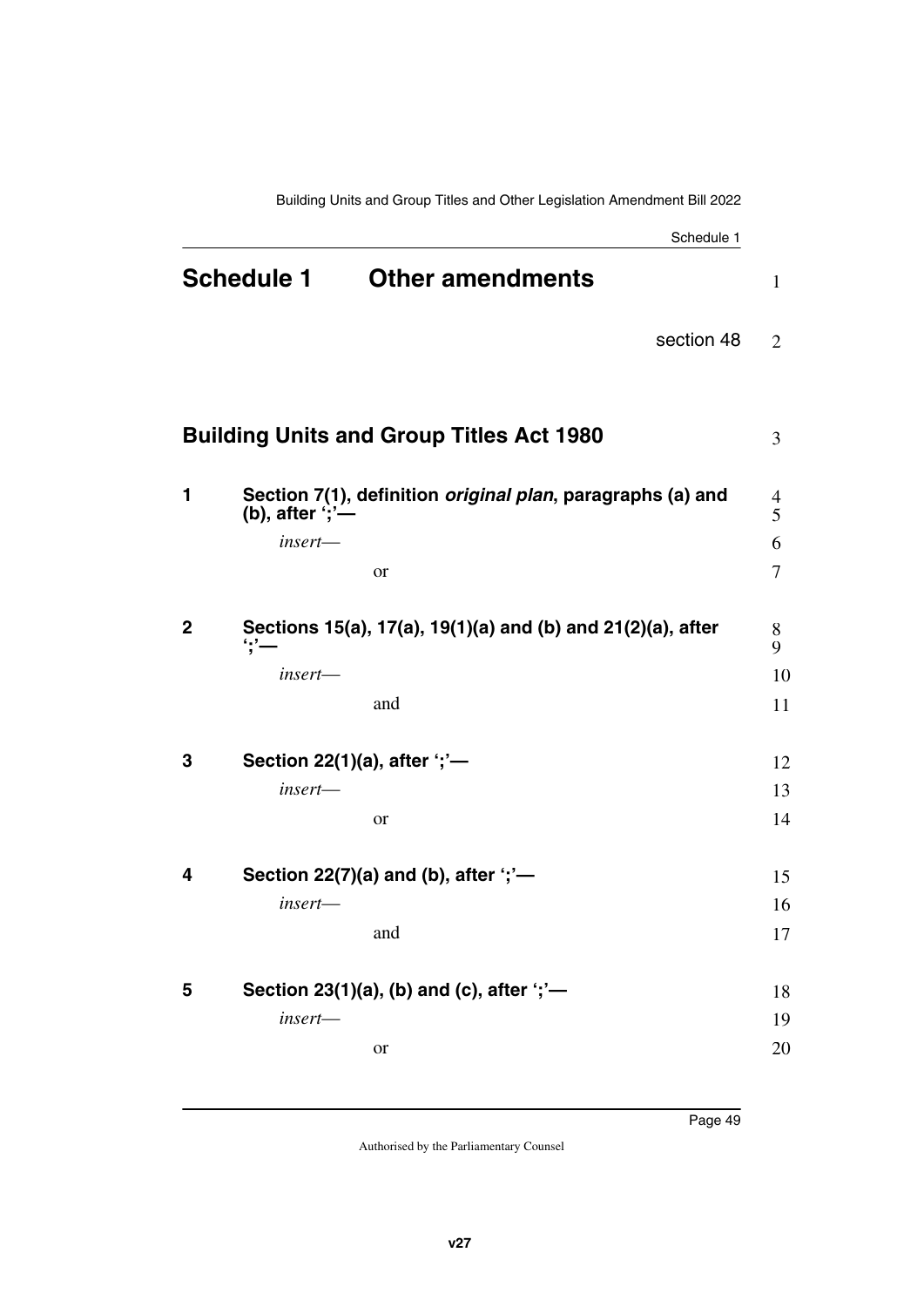# Schedule 1 Other amendments

section 48

## Building Units and Group Titles Act 1980

### 1 Section 7(1), definition *original plan*, paragraphs (a) and (b), after ';'—

*insert*—

or

### 2 Sections 15(a), 17(a), 19(1)(a) and (b) and 21(2)(a), after ';'—

*insert*—

and

### 3 Section 22(1)(a), after ';'—

*insert*—

or

### 4 Section 22(7)(a) and (b), after ';'—

*insert*—

and

### 5 Section 23(1)(a), (b) and (c), after ';'—

*insert*—

or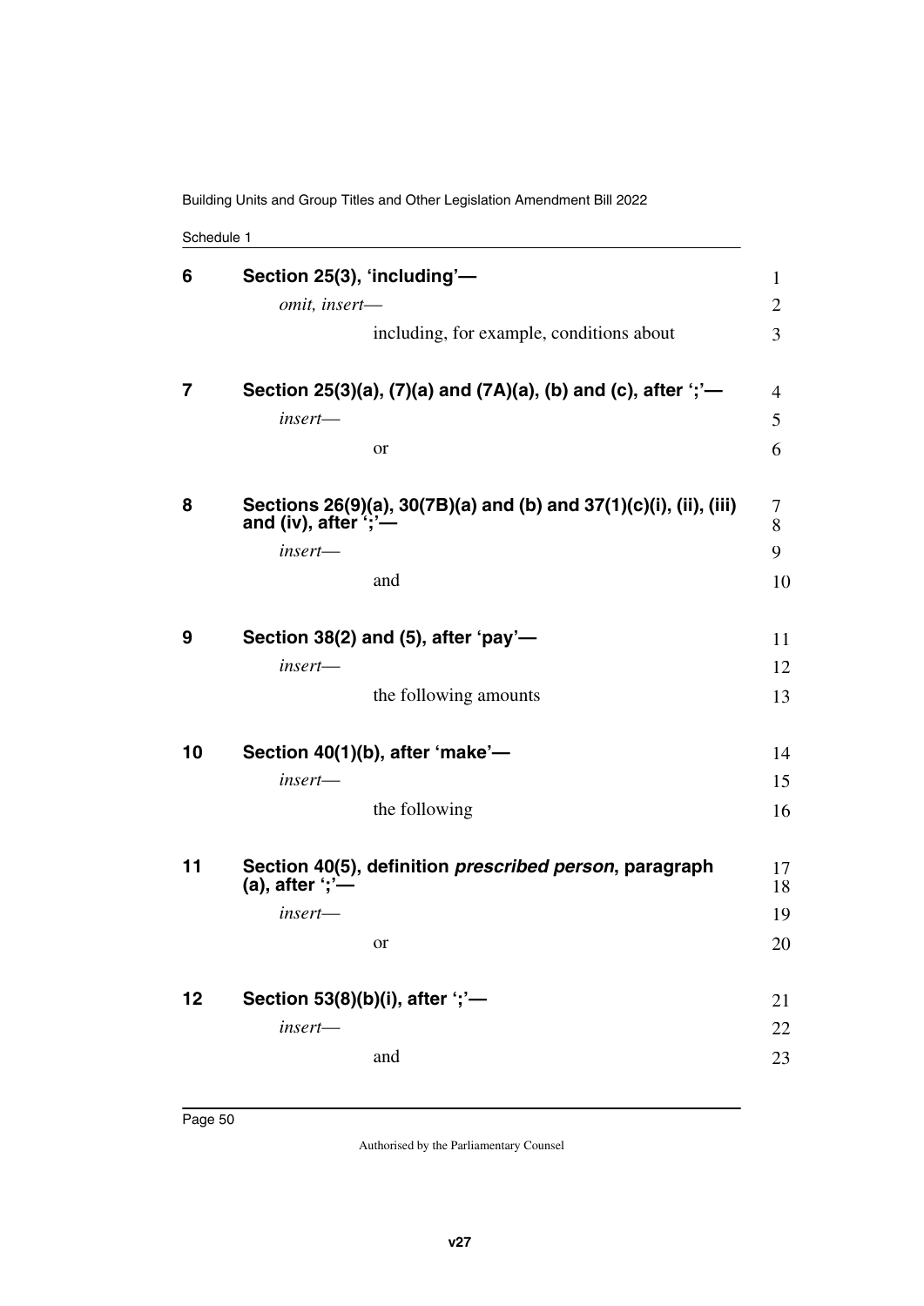## 6 Section 25(3), 'including'—

*omit, insert—*

including, for example, conditions about

## 7 Section 25(3)(a), (7)(a) and (7A)(a), (b) and (c), after ';'—

*insert—*

or

## 8 Sections 26(9)(a), 30(7B)(a) and (b) and 37(1)(c)(i), (ii), (iii) and (iv), after ';'—

*insert—*

and

## 9 Section 38(2) and (5), after 'pay'—

*insert—*

the following amounts

## 10 Section 40(1)(b), after 'make'—

*insert—*

the following

## 11 Section 40(5), definition *prescribed person*, paragraph (a), after ';'—

*insert—*

or

## 12 Section 53(8)(b)(i), after ';'—

*insert—*

and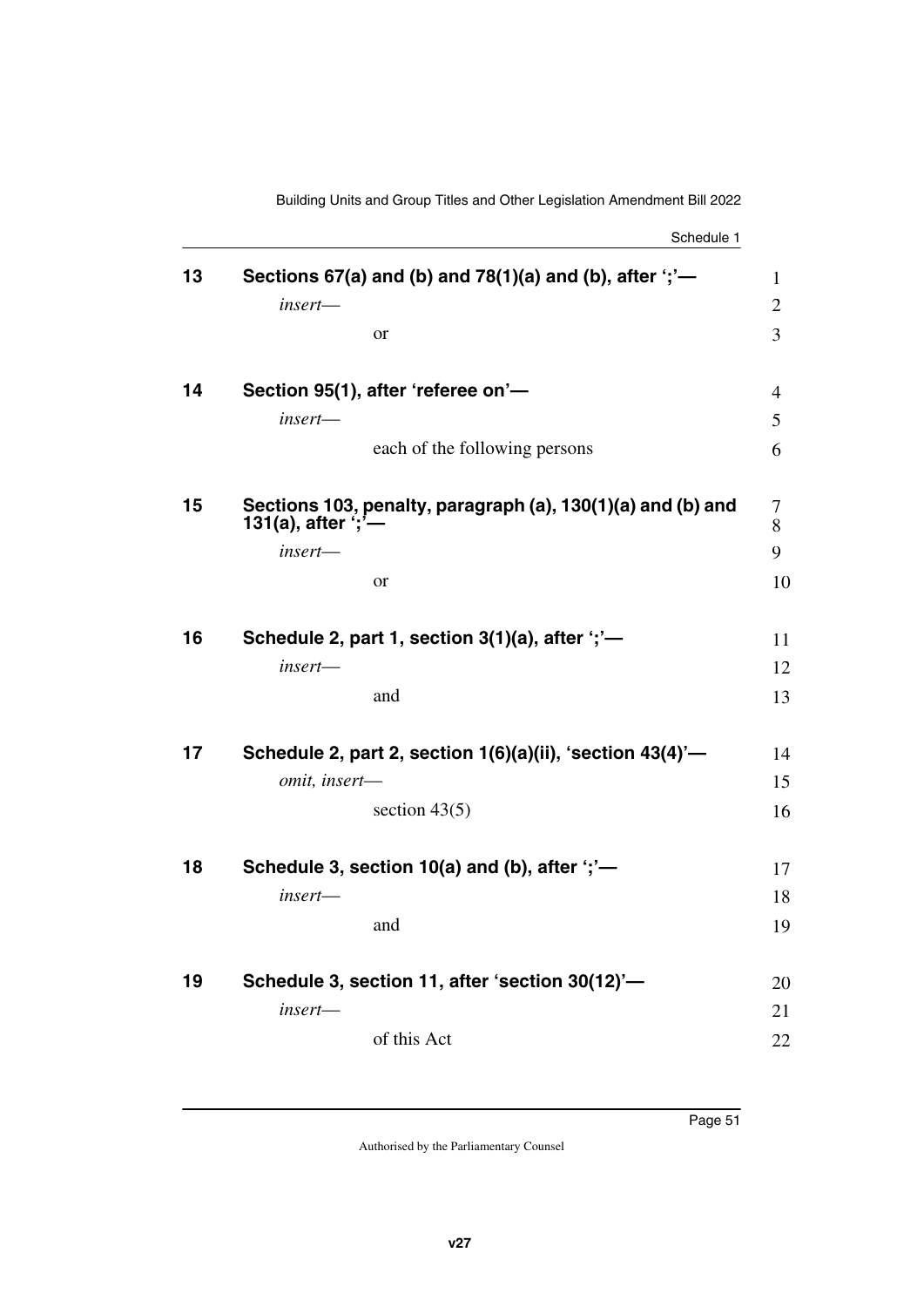## 13 Sections 67(a) and (b) and 78(1)(a) and (b), after ';'—

*insert*—

or

## 14 Section 95(1), after 'referee on'—

*insert*—

each of the following persons

## 15 Sections 103, penalty, paragraph (a), 130(1)(a) and (b) and 131(a), after ';'—

*insert*—

or

## 16 Schedule 2, part 1, section 3(1)(a), after ';'—

*insert*—

and

## 17 Schedule 2, part 2, section 1(6)(a)(ii), 'section 43(4)'—

*omit, insert*—

section 43(5)

## 18 Schedule 3, section 10(a) and (b), after ';'—

*insert*—

and

## 19 Schedule 3, section 11, after 'section 30(12)'—

*insert*—

of this Act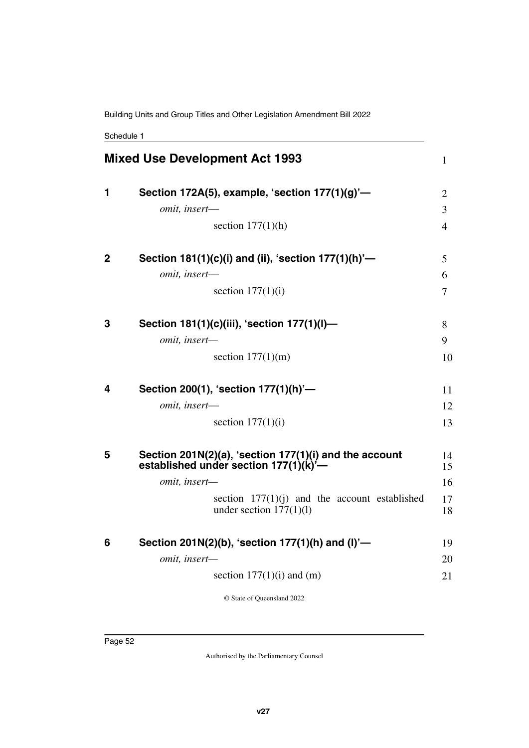## Mixed Use Development Act 1993

### 1 Section 172A(5), example, 'section 177(1)(g)'—

*omit, insert*—

section 177(1)(h)

### 2 Section 181(1)(c)(i) and (ii), 'section 177(1)(h)'—

*omit, insert*—

section 177(1)(i)

### 3 Section 181(1)(c)(iii), 'section 177(1)(l)—

*omit, insert*—

section 177(1)(m)

### 4 Section 200(1), 'section 177(1)(h)'—

*omit, insert*—

section 177(1)(i)

### 5 Section 201N(2)(a), 'section 177(1)(i) and the account established under section 177(1)(k)'—

*omit, insert*—

section 177(1)(j) and the account established under section 177(1)(l)

### 6 Section 201N(2)(b), 'section 177(1)(h) and (l)'—

*omit, insert*—

section 177(1)(i) and (m)

© State of Queensland 2022